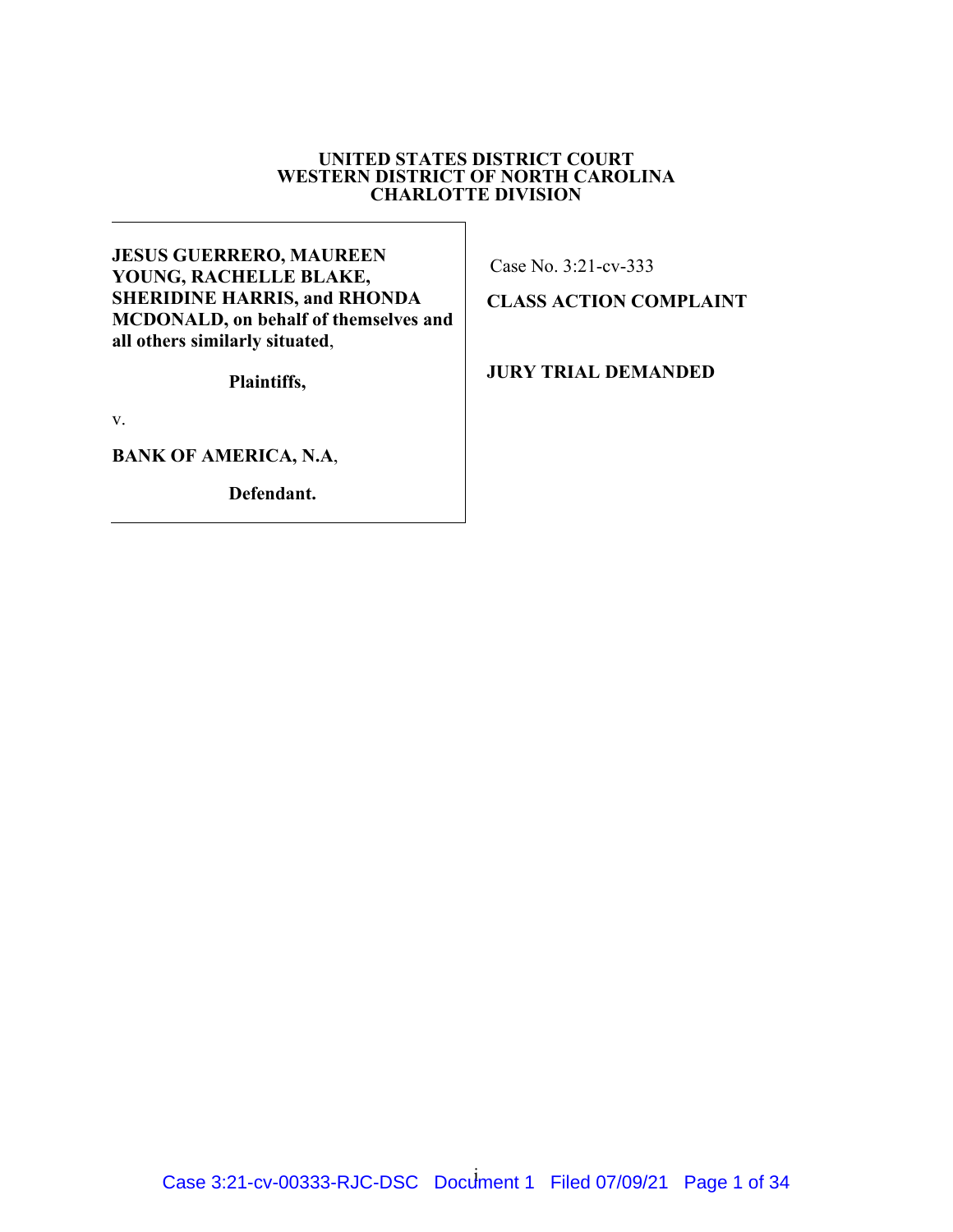**UNITED STATES DISTRICT COURT**
**WESTERN DISTRICT OF NORTH CAROLINA**
**CHARLOTTE DIVISION**

**JESUS GUERRERO, MAUREEN YOUNG, RACHELLE BLAKE, SHERIDINE HARRIS, and RHONDA MCDONALD, on behalf of themselves and all others similarly situated**,

**Plaintiffs,**

v.

**BANK OF AMERICA, N.A**,

**Defendant.**

Case No. 3:21-cv-333

**CLASS ACTION COMPLAINT**

**JURY TRIAL DEMANDED**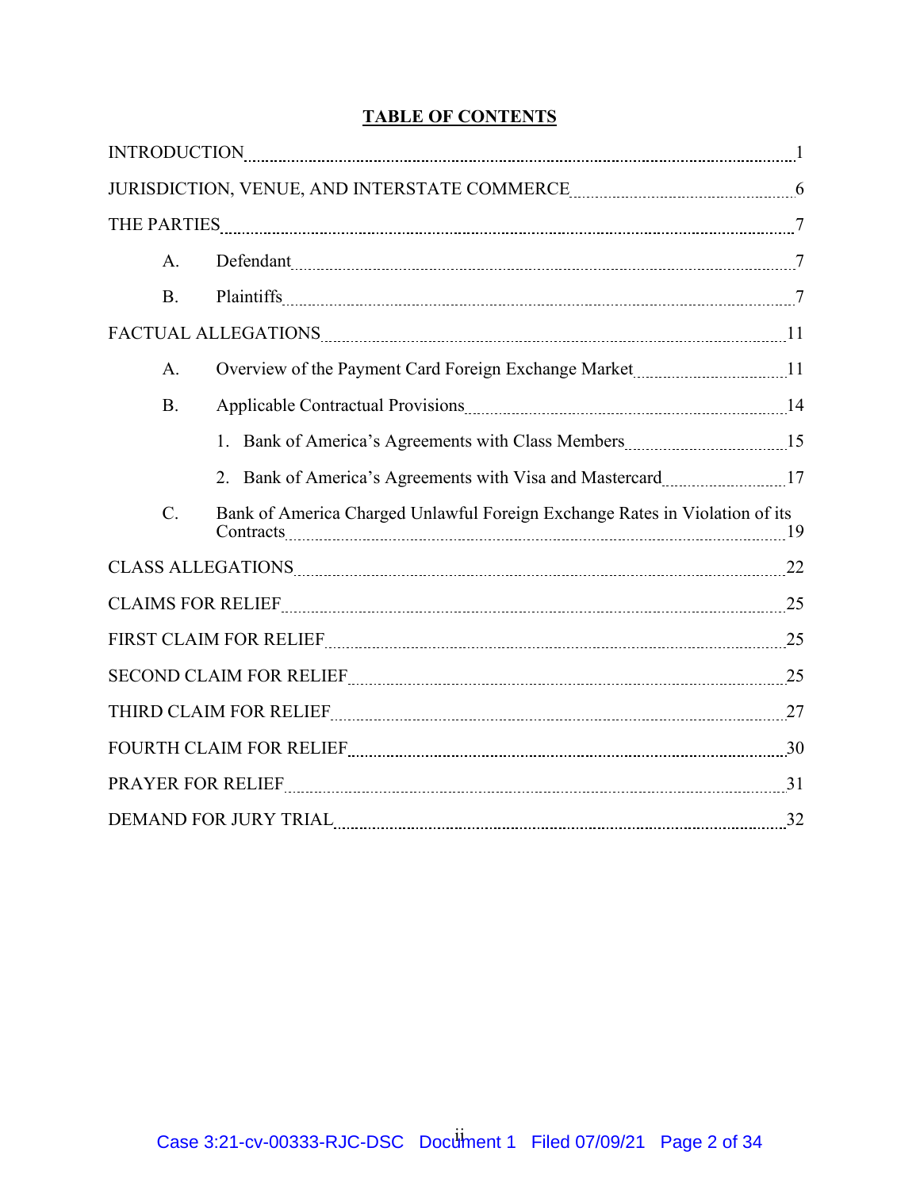# TABLE OF CONTENTS

| | |
|---|---|
| INTRODUCTION | 1 |
| JURISDICTION, VENUE, AND INTERSTATE COMMERCE | 6 |
| THE PARTIES | 7 |
| A. Defendant | 7 |
| B. Plaintiffs | 7 |
| FACTUAL ALLEGATIONS | 11 |
| A. Overview of the Payment Card Foreign Exchange Market | 11 |
| B. Applicable Contractual Provisions | 14 |
| 1. Bank of America's Agreements with Class Members | 15 |
| 2. Bank of America's Agreements with Visa and Mastercard | 17 |
| C. Bank of America Charged Unlawful Foreign Exchange Rates in Violation of its Contracts | 19 |
| CLASS ALLEGATIONS | 22 |
| CLAIMS FOR RELIEF | 25 |
| FIRST CLAIM FOR RELIEF | 25 |
| SECOND CLAIM FOR RELIEF | 25 |
| THIRD CLAIM FOR RELIEF | 27 |
| FOURTH CLAIM FOR RELIEF | 30 |
| PRAYER FOR RELIEF | 31 |
| DEMAND FOR JURY TRIAL | 32 |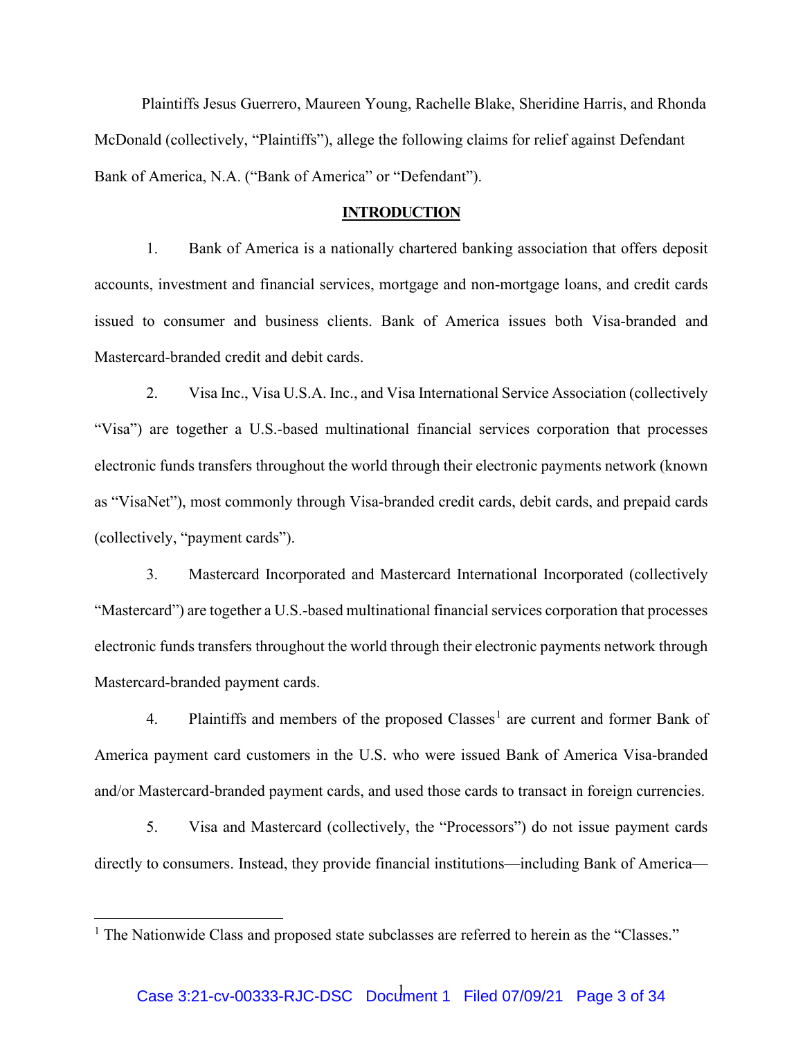Plaintiffs Jesus Guerrero, Maureen Young, Rachelle Blake, Sheridine Harris, and Rhonda McDonald (collectively, "Plaintiffs"), allege the following claims for relief against Defendant Bank of America, N.A. ("Bank of America" or "Defendant").

## INTRODUCTION

1. Bank of America is a nationally chartered banking association that offers deposit accounts, investment and financial services, mortgage and non-mortgage loans, and credit cards issued to consumer and business clients. Bank of America issues both Visa-branded and Mastercard-branded credit and debit cards.

2. Visa Inc., Visa U.S.A. Inc., and Visa International Service Association (collectively "Visa") are together a U.S.-based multinational financial services corporation that processes electronic funds transfers throughout the world through their electronic payments network (known as "VisaNet"), most commonly through Visa-branded credit cards, debit cards, and prepaid cards (collectively, "payment cards").

3. Mastercard Incorporated and Mastercard International Incorporated (collectively "Mastercard") are together a U.S.-based multinational financial services corporation that processes electronic funds transfers throughout the world through their electronic payments network through Mastercard-branded payment cards.

4. Plaintiffs and members of the proposed Classes[1] are current and former Bank of America payment card customers in the U.S. who were issued Bank of America Visa-branded and/or Mastercard-branded payment cards, and used those cards to transact in foreign currencies.

5. Visa and Mastercard (collectively, the "Processors") do not issue payment cards directly to consumers. Instead, they provide financial institutions—including Bank of America—

[1] The Nationwide Class and proposed state subclasses are referred to herein as the "Classes."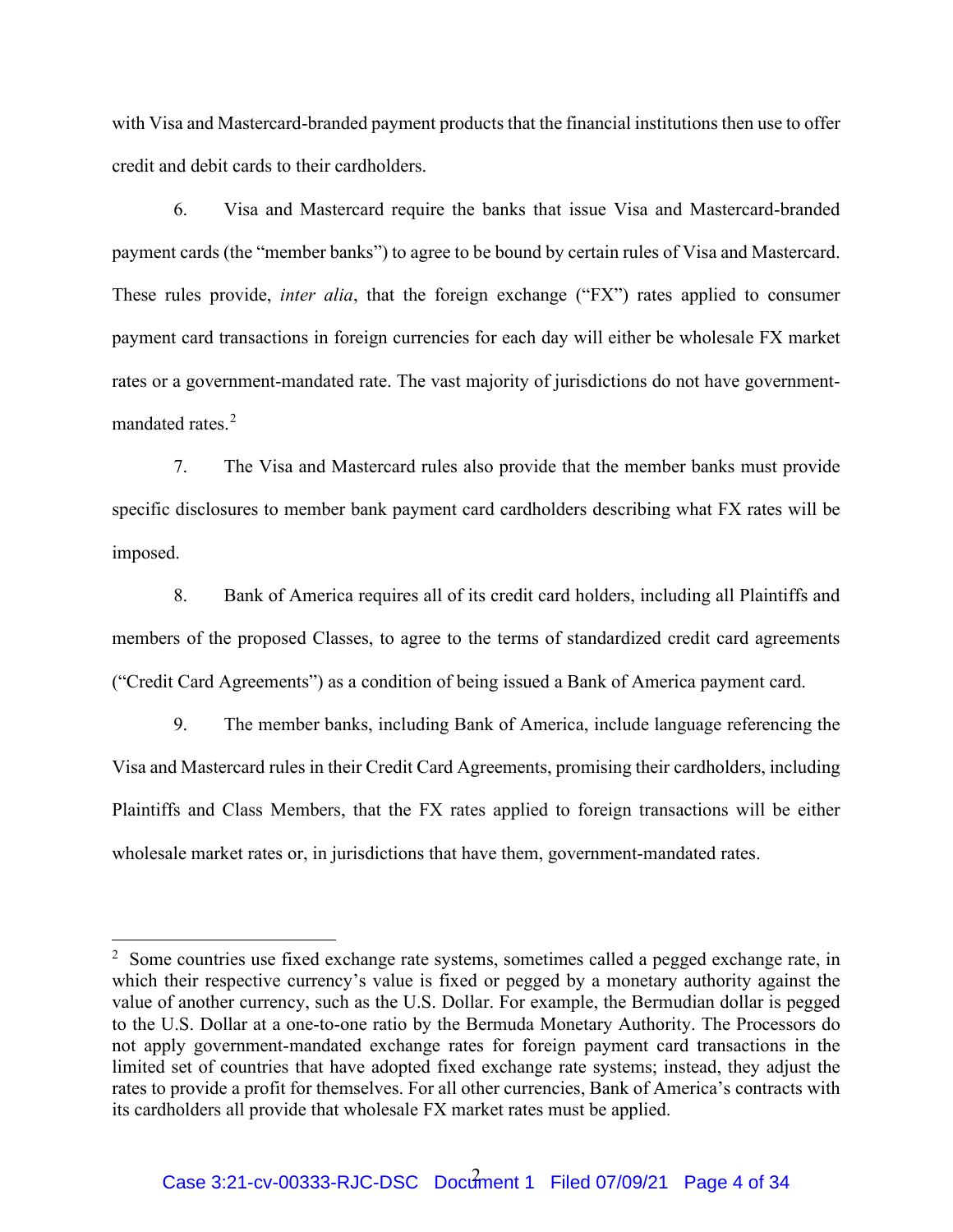with Visa and Mastercard-branded payment products that the financial institutions then use to offer credit and debit cards to their cardholders.

6. Visa and Mastercard require the banks that issue Visa and Mastercard-branded payment cards (the "member banks") to agree to be bound by certain rules of Visa and Mastercard. These rules provide, *inter alia*, that the foreign exchange ("FX") rates applied to consumer payment card transactions in foreign currencies for each day will either be wholesale FX market rates or a government-mandated rate. The vast majority of jurisdictions do not have government-mandated rates.[2]

7. The Visa and Mastercard rules also provide that the member banks must provide specific disclosures to member bank payment card cardholders describing what FX rates will be imposed.

8. Bank of America requires all of its credit card holders, including all Plaintiffs and members of the proposed Classes, to agree to the terms of standardized credit card agreements ("Credit Card Agreements") as a condition of being issued a Bank of America payment card.

9. The member banks, including Bank of America, include language referencing the Visa and Mastercard rules in their Credit Card Agreements, promising their cardholders, including Plaintiffs and Class Members, that the FX rates applied to foreign transactions will be either wholesale market rates or, in jurisdictions that have them, government-mandated rates.

---

[2] Some countries use fixed exchange rate systems, sometimes called a pegged exchange rate, in which their respective currency's value is fixed or pegged by a monetary authority against the value of another currency, such as the U.S. Dollar. For example, the Bermudian dollar is pegged to the U.S. Dollar at a one-to-one ratio by the Bermuda Monetary Authority. The Processors do not apply government-mandated exchange rates for foreign payment card transactions in the limited set of countries that have adopted fixed exchange rate systems; instead, they adjust the rates to provide a profit for themselves. For all other currencies, Bank of America's contracts with its cardholders all provide that wholesale FX market rates must be applied.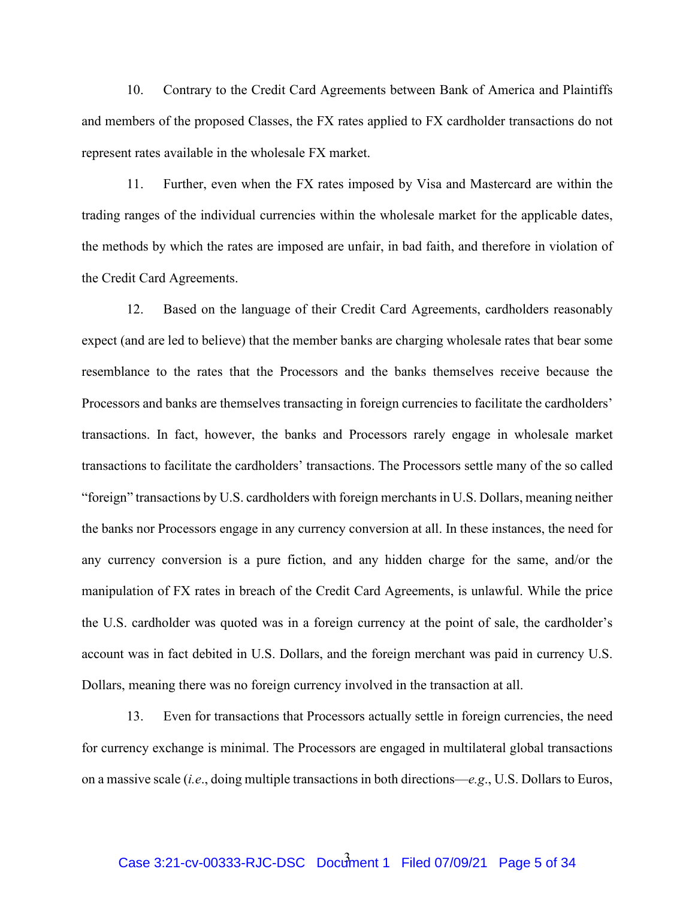10. Contrary to the Credit Card Agreements between Bank of America and Plaintiffs and members of the proposed Classes, the FX rates applied to FX cardholder transactions do not represent rates available in the wholesale FX market.

11. Further, even when the FX rates imposed by Visa and Mastercard are within the trading ranges of the individual currencies within the wholesale market for the applicable dates, the methods by which the rates are imposed are unfair, in bad faith, and therefore in violation of the Credit Card Agreements.

12. Based on the language of their Credit Card Agreements, cardholders reasonably expect (and are led to believe) that the member banks are charging wholesale rates that bear some resemblance to the rates that the Processors and the banks themselves receive because the Processors and banks are themselves transacting in foreign currencies to facilitate the cardholders' transactions. In fact, however, the banks and Processors rarely engage in wholesale market transactions to facilitate the cardholders' transactions. The Processors settle many of the so called "foreign" transactions by U.S. cardholders with foreign merchants in U.S. Dollars, meaning neither the banks nor Processors engage in any currency conversion at all. In these instances, the need for any currency conversion is a pure fiction, and any hidden charge for the same, and/or the manipulation of FX rates in breach of the Credit Card Agreements, is unlawful. While the price the U.S. cardholder was quoted was in a foreign currency at the point of sale, the cardholder's account was in fact debited in U.S. Dollars, and the foreign merchant was paid in currency U.S. Dollars, meaning there was no foreign currency involved in the transaction at all.

13. Even for transactions that Processors actually settle in foreign currencies, the need for currency exchange is minimal. The Processors are engaged in multilateral global transactions on a massive scale (*i.e.*, doing multiple transactions in both directions—*e.g.*, U.S. Dollars to Euros,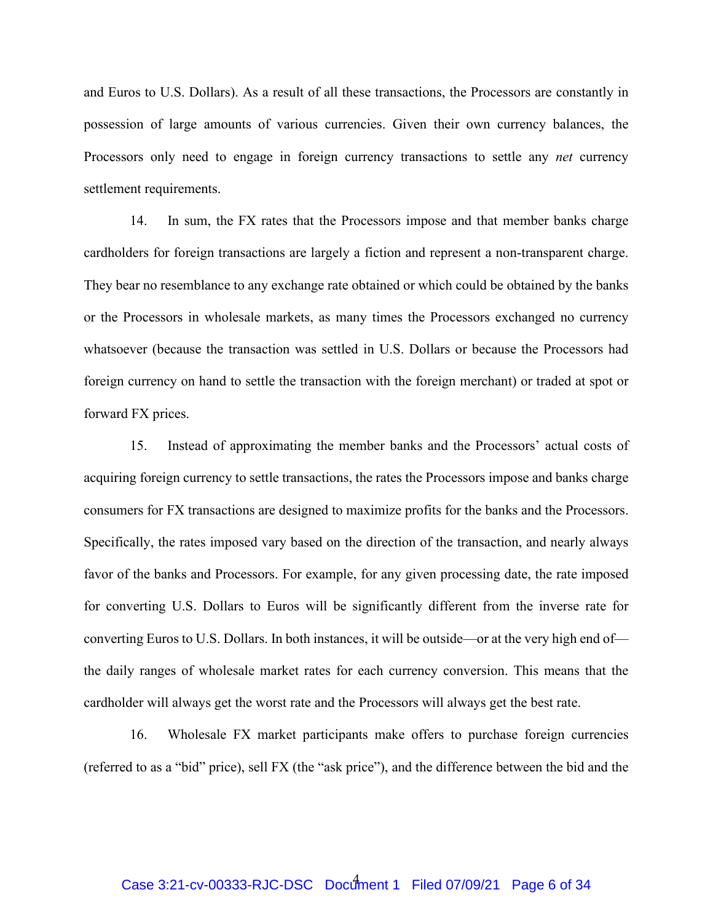and Euros to U.S. Dollars). As a result of all these transactions, the Processors are constantly in possession of large amounts of various currencies. Given their own currency balances, the Processors only need to engage in foreign currency transactions to settle any *net* currency settlement requirements.

14. In sum, the FX rates that the Processors impose and that member banks charge cardholders for foreign transactions are largely a fiction and represent a non-transparent charge. They bear no resemblance to any exchange rate obtained or which could be obtained by the banks or the Processors in wholesale markets, as many times the Processors exchanged no currency whatsoever (because the transaction was settled in U.S. Dollars or because the Processors had foreign currency on hand to settle the transaction with the foreign merchant) or traded at spot or forward FX prices.

15. Instead of approximating the member banks and the Processors' actual costs of acquiring foreign currency to settle transactions, the rates the Processors impose and banks charge consumers for FX transactions are designed to maximize profits for the banks and the Processors. Specifically, the rates imposed vary based on the direction of the transaction, and nearly always favor of the banks and Processors. For example, for any given processing date, the rate imposed for converting U.S. Dollars to Euros will be significantly different from the inverse rate for converting Euros to U.S. Dollars. In both instances, it will be outside—or at the very high end of—the daily ranges of wholesale market rates for each currency conversion. This means that the cardholder will always get the worst rate and the Processors will always get the best rate.

16. Wholesale FX market participants make offers to purchase foreign currencies (referred to as a "bid" price), sell FX (the "ask price"), and the difference between the bid and the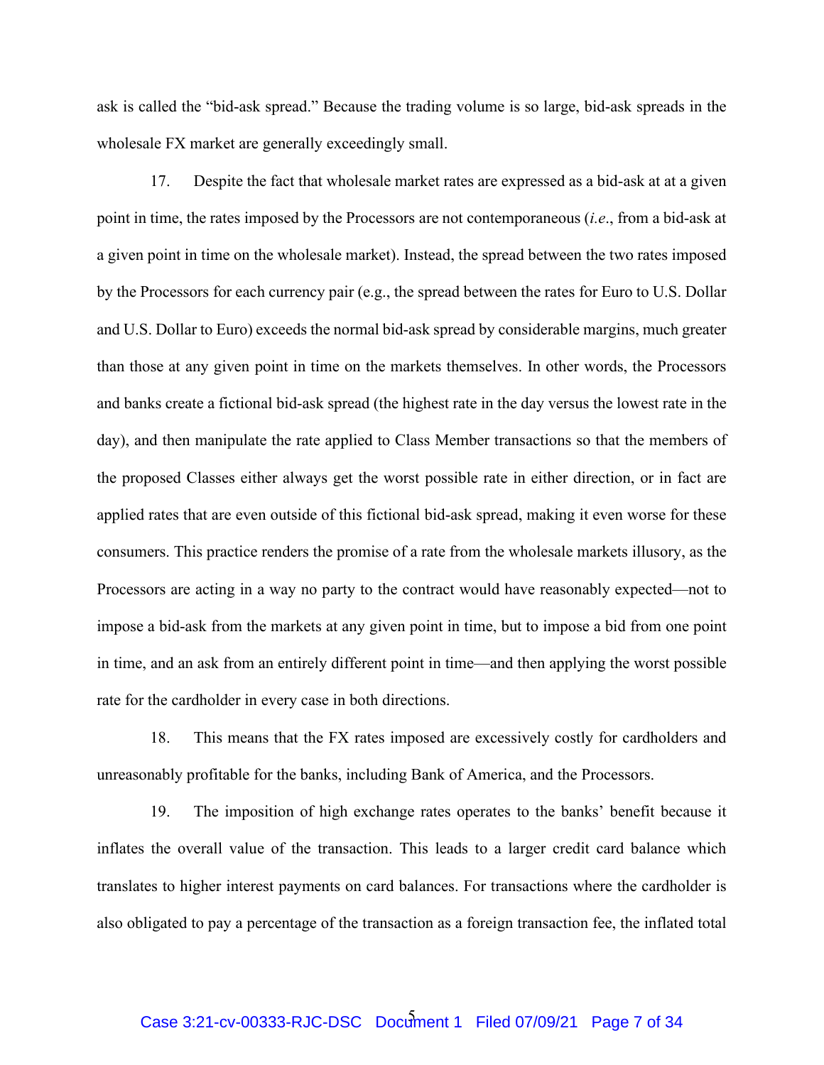ask is called the "bid-ask spread." Because the trading volume is so large, bid-ask spreads in the wholesale FX market are generally exceedingly small.

17. Despite the fact that wholesale market rates are expressed as a bid-ask at at a given point in time, the rates imposed by the Processors are not contemporaneous (*i.e*., from a bid-ask at a given point in time on the wholesale market). Instead, the spread between the two rates imposed by the Processors for each currency pair (e.g., the spread between the rates for Euro to U.S. Dollar and U.S. Dollar to Euro) exceeds the normal bid-ask spread by considerable margins, much greater than those at any given point in time on the markets themselves. In other words, the Processors and banks create a fictional bid-ask spread (the highest rate in the day versus the lowest rate in the day), and then manipulate the rate applied to Class Member transactions so that the members of the proposed Classes either always get the worst possible rate in either direction, or in fact are applied rates that are even outside of this fictional bid-ask spread, making it even worse for these consumers. This practice renders the promise of a rate from the wholesale markets illusory, as the Processors are acting in a way no party to the contract would have reasonably expected—not to impose a bid-ask from the markets at any given point in time, but to impose a bid from one point in time, and an ask from an entirely different point in time—and then applying the worst possible rate for the cardholder in every case in both directions.

18. This means that the FX rates imposed are excessively costly for cardholders and unreasonably profitable for the banks, including Bank of America, and the Processors.

19. The imposition of high exchange rates operates to the banks' benefit because it inflates the overall value of the transaction. This leads to a larger credit card balance which translates to higher interest payments on card balances. For transactions where the cardholder is also obligated to pay a percentage of the transaction as a foreign transaction fee, the inflated total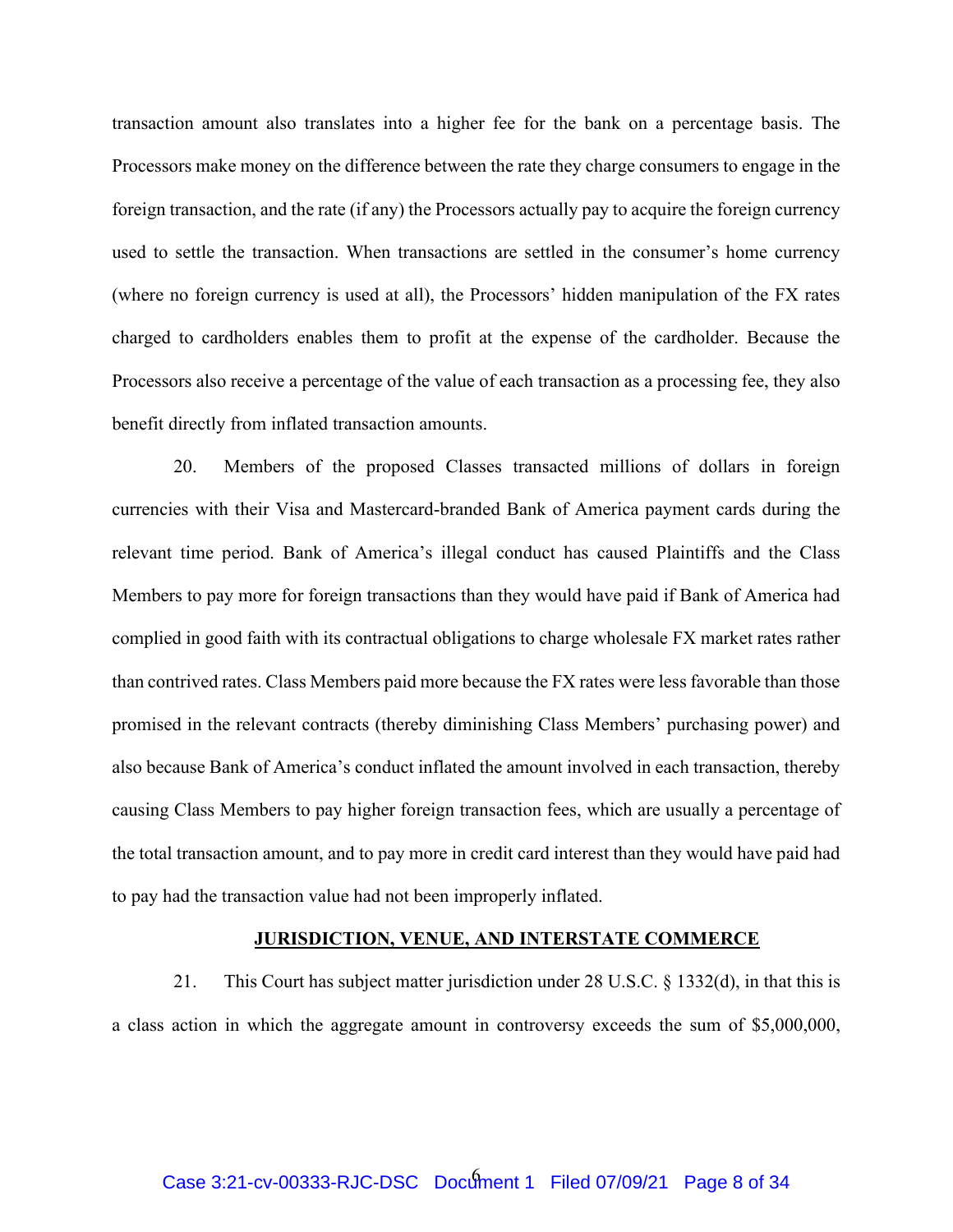transaction amount also translates into a higher fee for the bank on a percentage basis. The Processors make money on the difference between the rate they charge consumers to engage in the foreign transaction, and the rate (if any) the Processors actually pay to acquire the foreign currency used to settle the transaction. When transactions are settled in the consumer's home currency (where no foreign currency is used at all), the Processors' hidden manipulation of the FX rates charged to cardholders enables them to profit at the expense of the cardholder. Because the Processors also receive a percentage of the value of each transaction as a processing fee, they also benefit directly from inflated transaction amounts.

20. Members of the proposed Classes transacted millions of dollars in foreign currencies with their Visa and Mastercard-branded Bank of America payment cards during the relevant time period. Bank of America's illegal conduct has caused Plaintiffs and the Class Members to pay more for foreign transactions than they would have paid if Bank of America had complied in good faith with its contractual obligations to charge wholesale FX market rates rather than contrived rates. Class Members paid more because the FX rates were less favorable than those promised in the relevant contracts (thereby diminishing Class Members' purchasing power) and also because Bank of America's conduct inflated the amount involved in each transaction, thereby causing Class Members to pay higher foreign transaction fees, which are usually a percentage of the total transaction amount, and to pay more in credit card interest than they would have paid had to pay had the transaction value had not been improperly inflated.

## JURISDICTION, VENUE, AND INTERSTATE COMMERCE

21. This Court has subject matter jurisdiction under 28 U.S.C. § 1332(d), in that this is a class action in which the aggregate amount in controversy exceeds the sum of $5,000,000,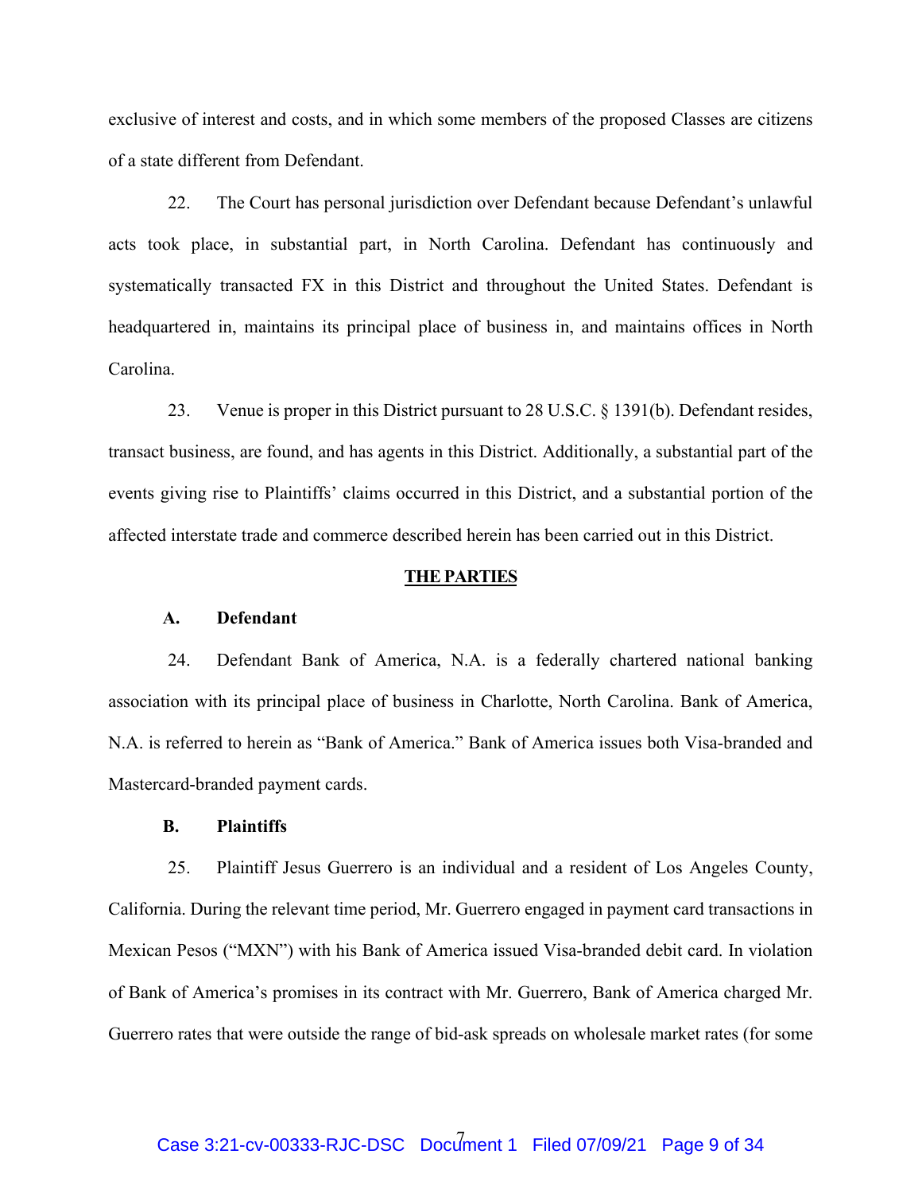exclusive of interest and costs, and in which some members of the proposed Classes are citizens of a state different from Defendant.

22. The Court has personal jurisdiction over Defendant because Defendant's unlawful acts took place, in substantial part, in North Carolina. Defendant has continuously and systematically transacted FX in this District and throughout the United States. Defendant is headquartered in, maintains its principal place of business in, and maintains offices in North Carolina.

23. Venue is proper in this District pursuant to 28 U.S.C. § 1391(b). Defendant resides, transact business, are found, and has agents in this District. Additionally, a substantial part of the events giving rise to Plaintiffs' claims occurred in this District, and a substantial portion of the affected interstate trade and commerce described herein has been carried out in this District.

## THE PARTIES

### A. Defendant

24. Defendant Bank of America, N.A. is a federally chartered national banking association with its principal place of business in Charlotte, North Carolina. Bank of America, N.A. is referred to herein as "Bank of America." Bank of America issues both Visa-branded and Mastercard-branded payment cards.

### B. Plaintiffs

25. Plaintiff Jesus Guerrero is an individual and a resident of Los Angeles County, California. During the relevant time period, Mr. Guerrero engaged in payment card transactions in Mexican Pesos ("MXN") with his Bank of America issued Visa-branded debit card. In violation of Bank of America's promises in its contract with Mr. Guerrero, Bank of America charged Mr. Guerrero rates that were outside the range of bid-ask spreads on wholesale market rates (for some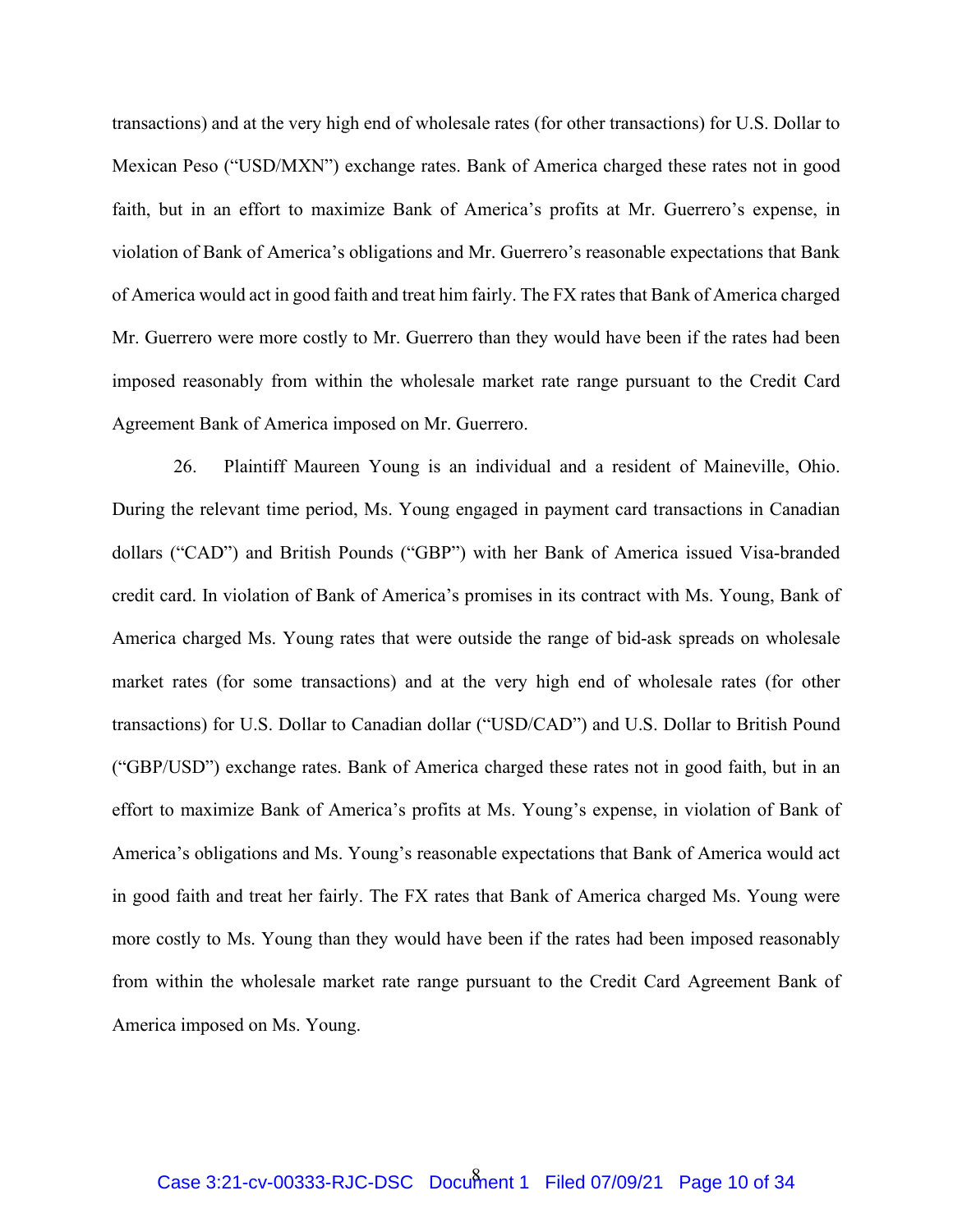transactions) and at the very high end of wholesale rates (for other transactions) for U.S. Dollar to Mexican Peso ("USD/MXN") exchange rates. Bank of America charged these rates not in good faith, but in an effort to maximize Bank of America's profits at Mr. Guerrero's expense, in violation of Bank of America's obligations and Mr. Guerrero's reasonable expectations that Bank of America would act in good faith and treat him fairly. The FX rates that Bank of America charged Mr. Guerrero were more costly to Mr. Guerrero than they would have been if the rates had been imposed reasonably from within the wholesale market rate range pursuant to the Credit Card Agreement Bank of America imposed on Mr. Guerrero.

26. Plaintiff Maureen Young is an individual and a resident of Maineville, Ohio. During the relevant time period, Ms. Young engaged in payment card transactions in Canadian dollars ("CAD") and British Pounds ("GBP") with her Bank of America issued Visa-branded credit card. In violation of Bank of America's promises in its contract with Ms. Young, Bank of America charged Ms. Young rates that were outside the range of bid-ask spreads on wholesale market rates (for some transactions) and at the very high end of wholesale rates (for other transactions) for U.S. Dollar to Canadian dollar ("USD/CAD") and U.S. Dollar to British Pound ("GBP/USD") exchange rates. Bank of America charged these rates not in good faith, but in an effort to maximize Bank of America's profits at Ms. Young's expense, in violation of Bank of America's obligations and Ms. Young's reasonable expectations that Bank of America would act in good faith and treat her fairly. The FX rates that Bank of America charged Ms. Young were more costly to Ms. Young than they would have been if the rates had been imposed reasonably from within the wholesale market rate range pursuant to the Credit Card Agreement Bank of America imposed on Ms. Young.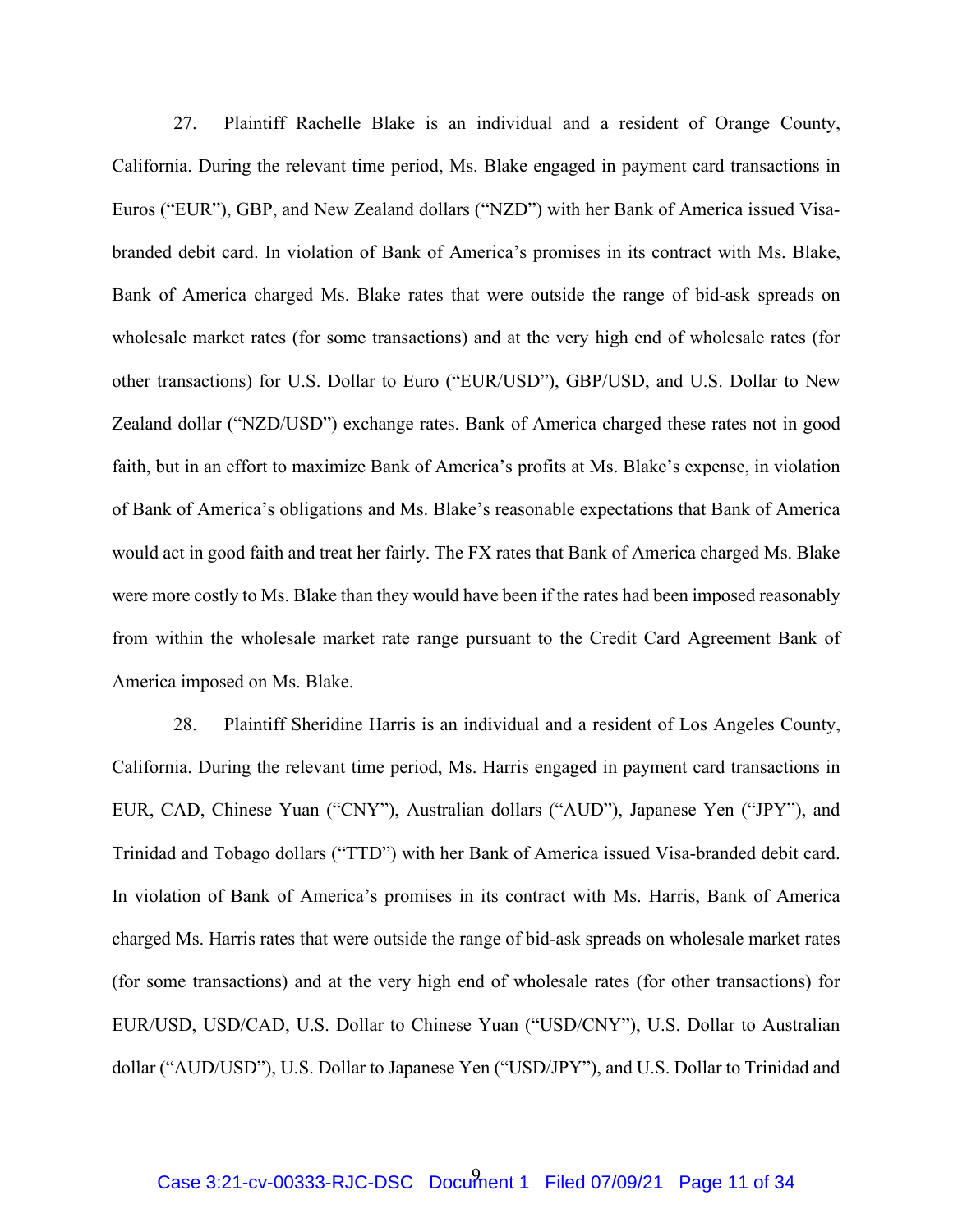27. Plaintiff Rachelle Blake is an individual and a resident of Orange County, California. During the relevant time period, Ms. Blake engaged in payment card transactions in Euros ("EUR"), GBP, and New Zealand dollars ("NZD") with her Bank of America issued Visa-branded debit card. In violation of Bank of America's promises in its contract with Ms. Blake, Bank of America charged Ms. Blake rates that were outside the range of bid-ask spreads on wholesale market rates (for some transactions) and at the very high end of wholesale rates (for other transactions) for U.S. Dollar to Euro ("EUR/USD"), GBP/USD, and U.S. Dollar to New Zealand dollar ("NZD/USD") exchange rates. Bank of America charged these rates not in good faith, but in an effort to maximize Bank of America's profits at Ms. Blake's expense, in violation of Bank of America's obligations and Ms. Blake's reasonable expectations that Bank of America would act in good faith and treat her fairly. The FX rates that Bank of America charged Ms. Blake were more costly to Ms. Blake than they would have been if the rates had been imposed reasonably from within the wholesale market rate range pursuant to the Credit Card Agreement Bank of America imposed on Ms. Blake.

28. Plaintiff Sheridine Harris is an individual and a resident of Los Angeles County, California. During the relevant time period, Ms. Harris engaged in payment card transactions in EUR, CAD, Chinese Yuan ("CNY"), Australian dollars ("AUD"), Japanese Yen ("JPY"), and Trinidad and Tobago dollars ("TTD") with her Bank of America issued Visa-branded debit card. In violation of Bank of America's promises in its contract with Ms. Harris, Bank of America charged Ms. Harris rates that were outside the range of bid-ask spreads on wholesale market rates (for some transactions) and at the very high end of wholesale rates (for other transactions) for EUR/USD, USD/CAD, U.S. Dollar to Chinese Yuan ("USD/CNY"), U.S. Dollar to Australian dollar ("AUD/USD"), U.S. Dollar to Japanese Yen ("USD/JPY"), and U.S. Dollar to Trinidad and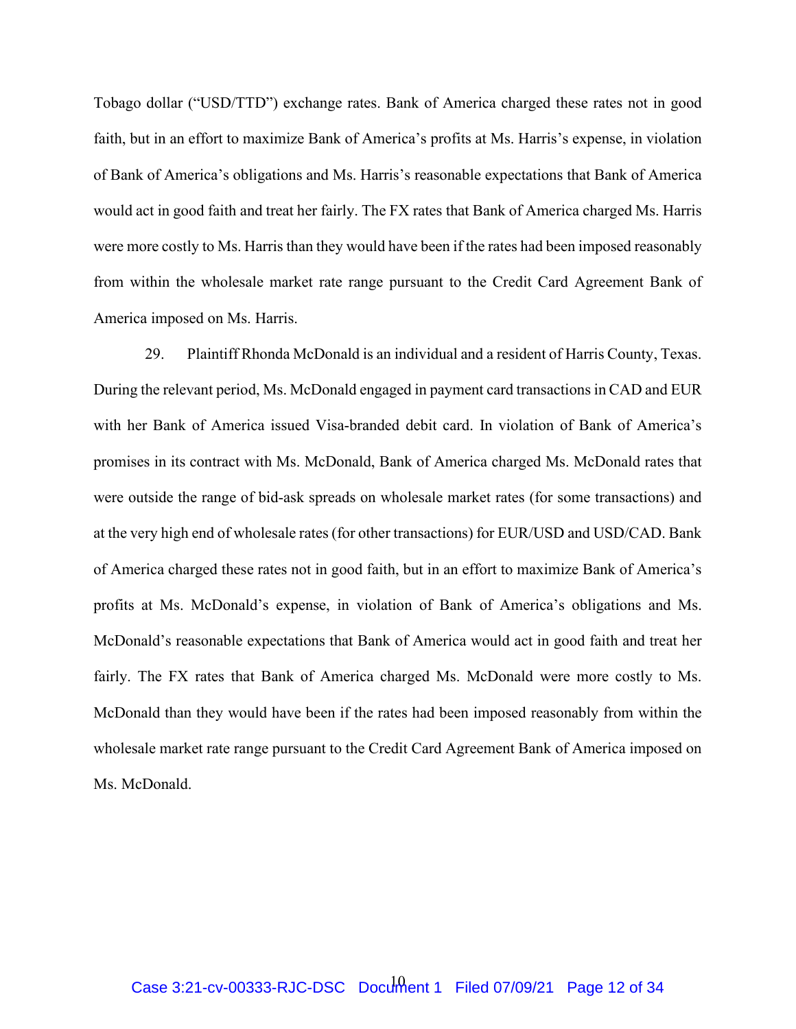Tobago dollar ("USD/TTD") exchange rates. Bank of America charged these rates not in good faith, but in an effort to maximize Bank of America's profits at Ms. Harris's expense, in violation of Bank of America's obligations and Ms. Harris's reasonable expectations that Bank of America would act in good faith and treat her fairly. The FX rates that Bank of America charged Ms. Harris were more costly to Ms. Harris than they would have been if the rates had been imposed reasonably from within the wholesale market rate range pursuant to the Credit Card Agreement Bank of America imposed on Ms. Harris.

29. Plaintiff Rhonda McDonald is an individual and a resident of Harris County, Texas. During the relevant period, Ms. McDonald engaged in payment card transactions in CAD and EUR with her Bank of America issued Visa-branded debit card. In violation of Bank of America's promises in its contract with Ms. McDonald, Bank of America charged Ms. McDonald rates that were outside the range of bid-ask spreads on wholesale market rates (for some transactions) and at the very high end of wholesale rates (for other transactions) for EUR/USD and USD/CAD. Bank of America charged these rates not in good faith, but in an effort to maximize Bank of America's profits at Ms. McDonald's expense, in violation of Bank of America's obligations and Ms. McDonald's reasonable expectations that Bank of America would act in good faith and treat her fairly. The FX rates that Bank of America charged Ms. McDonald were more costly to Ms. McDonald than they would have been if the rates had been imposed reasonably from within the wholesale market rate range pursuant to the Credit Card Agreement Bank of America imposed on Ms. McDonald.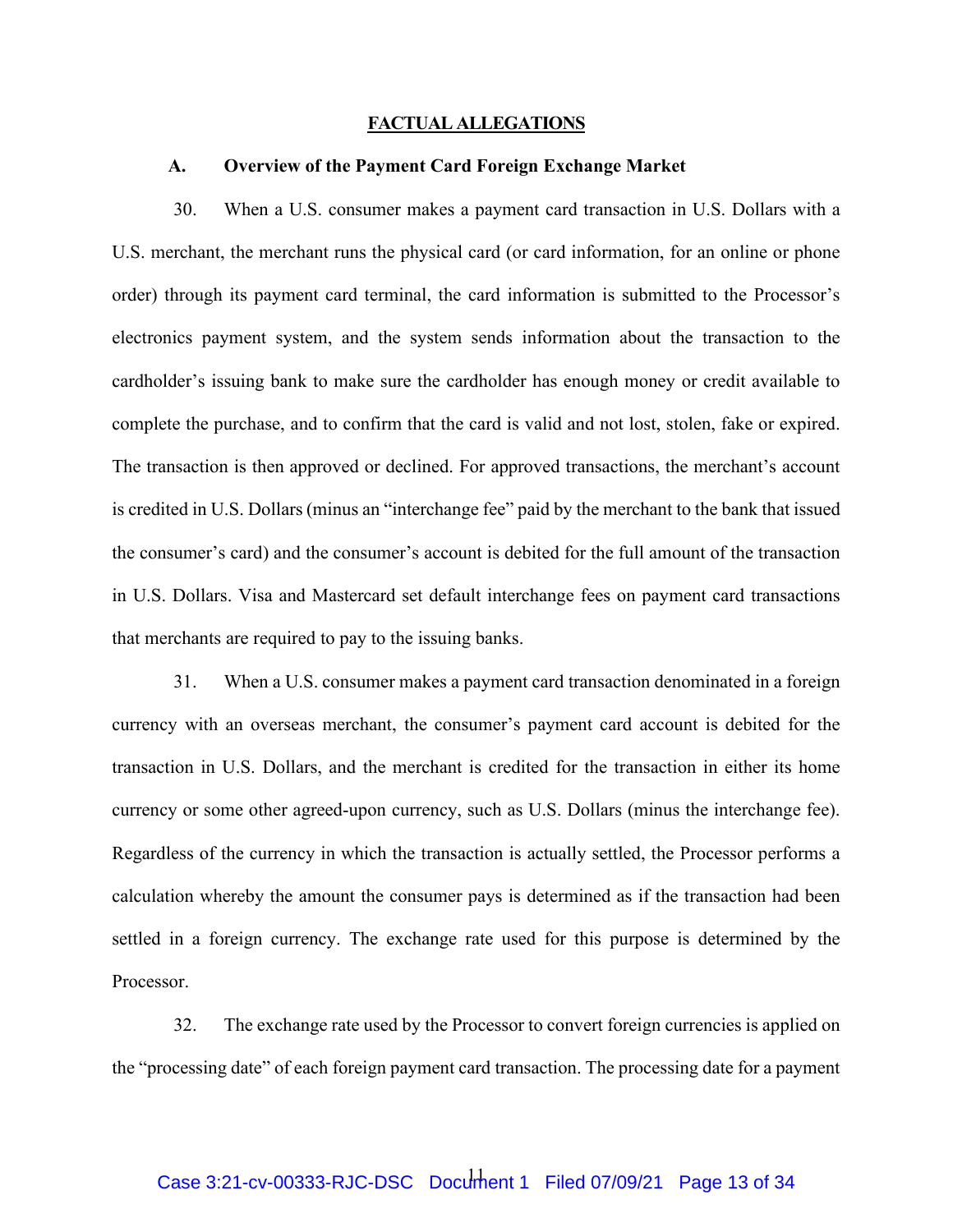## FACTUAL ALLEGATIONS

### A. Overview of the Payment Card Foreign Exchange Market

30. When a U.S. consumer makes a payment card transaction in U.S. Dollars with a U.S. merchant, the merchant runs the physical card (or card information, for an online or phone order) through its payment card terminal, the card information is submitted to the Processor's electronics payment system, and the system sends information about the transaction to the cardholder's issuing bank to make sure the cardholder has enough money or credit available to complete the purchase, and to confirm that the card is valid and not lost, stolen, fake or expired. The transaction is then approved or declined. For approved transactions, the merchant's account is credited in U.S. Dollars (minus an "interchange fee" paid by the merchant to the bank that issued the consumer's card) and the consumer's account is debited for the full amount of the transaction in U.S. Dollars. Visa and Mastercard set default interchange fees on payment card transactions that merchants are required to pay to the issuing banks.

31. When a U.S. consumer makes a payment card transaction denominated in a foreign currency with an overseas merchant, the consumer's payment card account is debited for the transaction in U.S. Dollars, and the merchant is credited for the transaction in either its home currency or some other agreed-upon currency, such as U.S. Dollars (minus the interchange fee). Regardless of the currency in which the transaction is actually settled, the Processor performs a calculation whereby the amount the consumer pays is determined as if the transaction had been settled in a foreign currency. The exchange rate used for this purpose is determined by the Processor.

32. The exchange rate used by the Processor to convert foreign currencies is applied on the "processing date" of each foreign payment card transaction. The processing date for a payment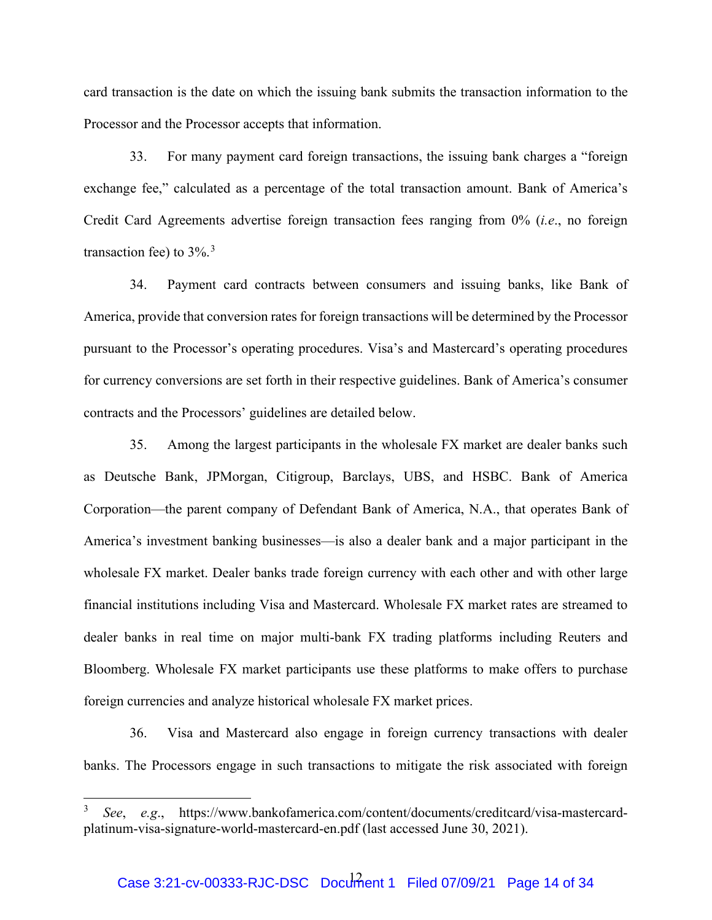card transaction is the date on which the issuing bank submits the transaction information to the Processor and the Processor accepts that information.

33. For many payment card foreign transactions, the issuing bank charges a "foreign exchange fee," calculated as a percentage of the total transaction amount. Bank of America's Credit Card Agreements advertise foreign transaction fees ranging from 0% (*i.e.*, no foreign transaction fee) to 3%.[3]

34. Payment card contracts between consumers and issuing banks, like Bank of America, provide that conversion rates for foreign transactions will be determined by the Processor pursuant to the Processor's operating procedures. Visa's and Mastercard's operating procedures for currency conversions are set forth in their respective guidelines. Bank of America's consumer contracts and the Processors' guidelines are detailed below.

35. Among the largest participants in the wholesale FX market are dealer banks such as Deutsche Bank, JPMorgan, Citigroup, Barclays, UBS, and HSBC. Bank of America Corporation—the parent company of Defendant Bank of America, N.A., that operates Bank of America's investment banking businesses—is also a dealer bank and a major participant in the wholesale FX market. Dealer banks trade foreign currency with each other and with other large financial institutions including Visa and Mastercard. Wholesale FX market rates are streamed to dealer banks in real time on major multi-bank FX trading platforms including Reuters and Bloomberg. Wholesale FX market participants use these platforms to make offers to purchase foreign currencies and analyze historical wholesale FX market prices.

36. Visa and Mastercard also engage in foreign currency transactions with dealer banks. The Processors engage in such transactions to mitigate the risk associated with foreign

---

[3] *See*, *e.g.*, https://www.bankofamerica.com/content/documents/creditcard/visa-mastercard-platinum-visa-signature-world-mastercard-en.pdf (last accessed June 30, 2021).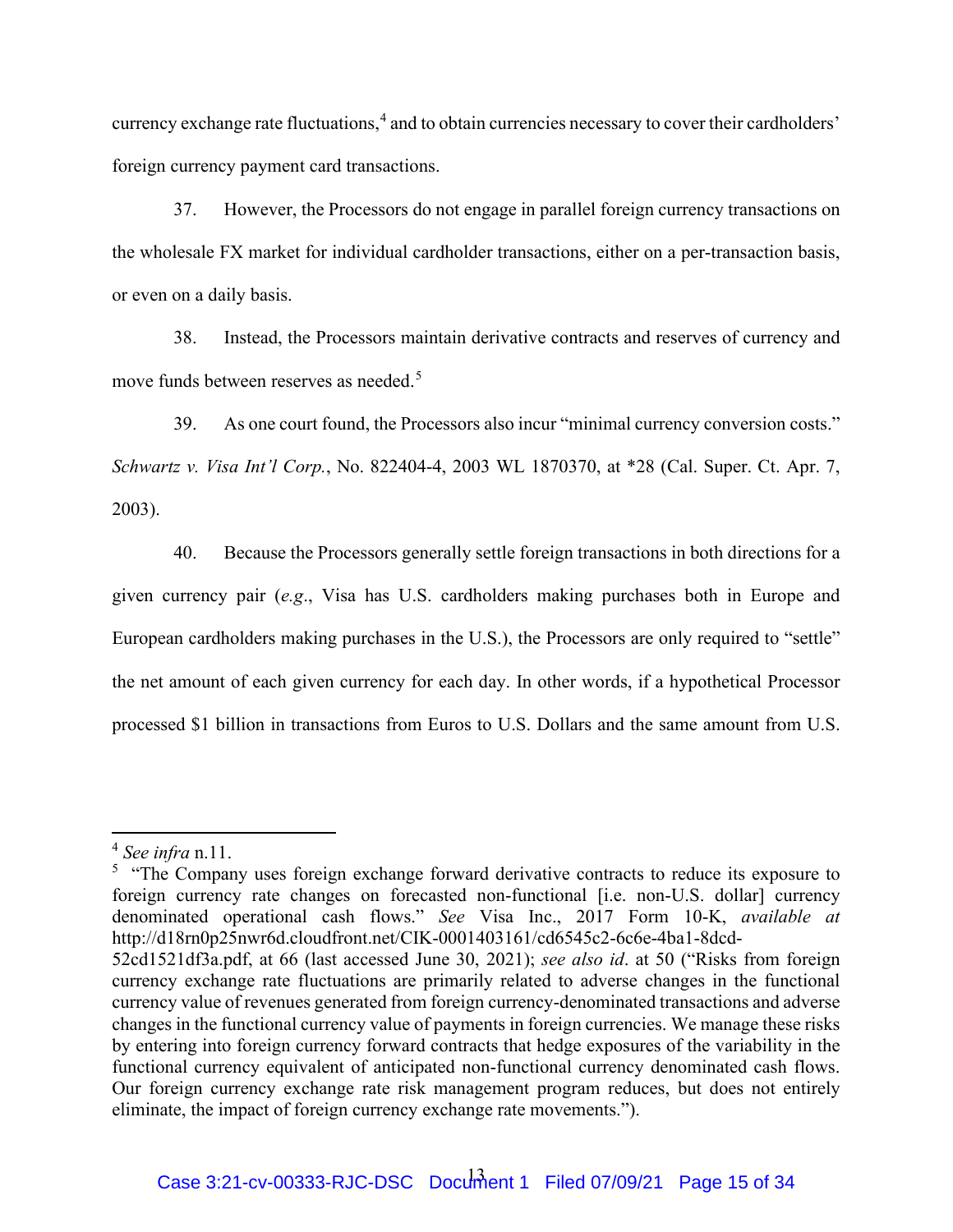currency exchange rate fluctuations,[4] and to obtain currencies necessary to cover their cardholders' foreign currency payment card transactions.

37. However, the Processors do not engage in parallel foreign currency transactions on the wholesale FX market for individual cardholder transactions, either on a per-transaction basis, or even on a daily basis.

38. Instead, the Processors maintain derivative contracts and reserves of currency and move funds between reserves as needed.[5]

39. As one court found, the Processors also incur "minimal currency conversion costs." *Schwartz v. Visa Int'l Corp.*, No. 822404-4, 2003 WL 1870370, at *28 (Cal. Super. Ct. Apr. 7, 2003).

40. Because the Processors generally settle foreign transactions in both directions for a given currency pair (*e.g*., Visa has U.S. cardholders making purchases both in Europe and European cardholders making purchases in the U.S.), the Processors are only required to "settle" the net amount of each given currency for each day. In other words, if a hypothetical Processor processed $1 billion in transactions from Euros to U.S. Dollars and the same amount from U.S.

---

[4] *See infra* n.11.

[5] "The Company uses foreign exchange forward derivative contracts to reduce its exposure to foreign currency rate changes on forecasted non-functional [i.e. non-U.S. dollar] currency denominated operational cash flows." *See* Visa Inc., 2017 Form 10-K, *available at* http://d18rn0p25nwr6d.cloudfront.net/CIK-0001403161/cd6545c2-6c6e-4ba1-8dcd-52cd1521df3a.pdf, at 66 (last accessed June 30, 2021); *see also id*. at 50 ("Risks from foreign currency exchange rate fluctuations are primarily related to adverse changes in the functional currency value of revenues generated from foreign currency-denominated transactions and adverse changes in the functional currency value of payments in foreign currencies. We manage these risks by entering into foreign currency forward contracts that hedge exposures of the variability in the functional currency equivalent of anticipated non-functional currency denominated cash flows. Our foreign currency exchange rate risk management program reduces, but does not entirely eliminate, the impact of foreign currency exchange rate movements.").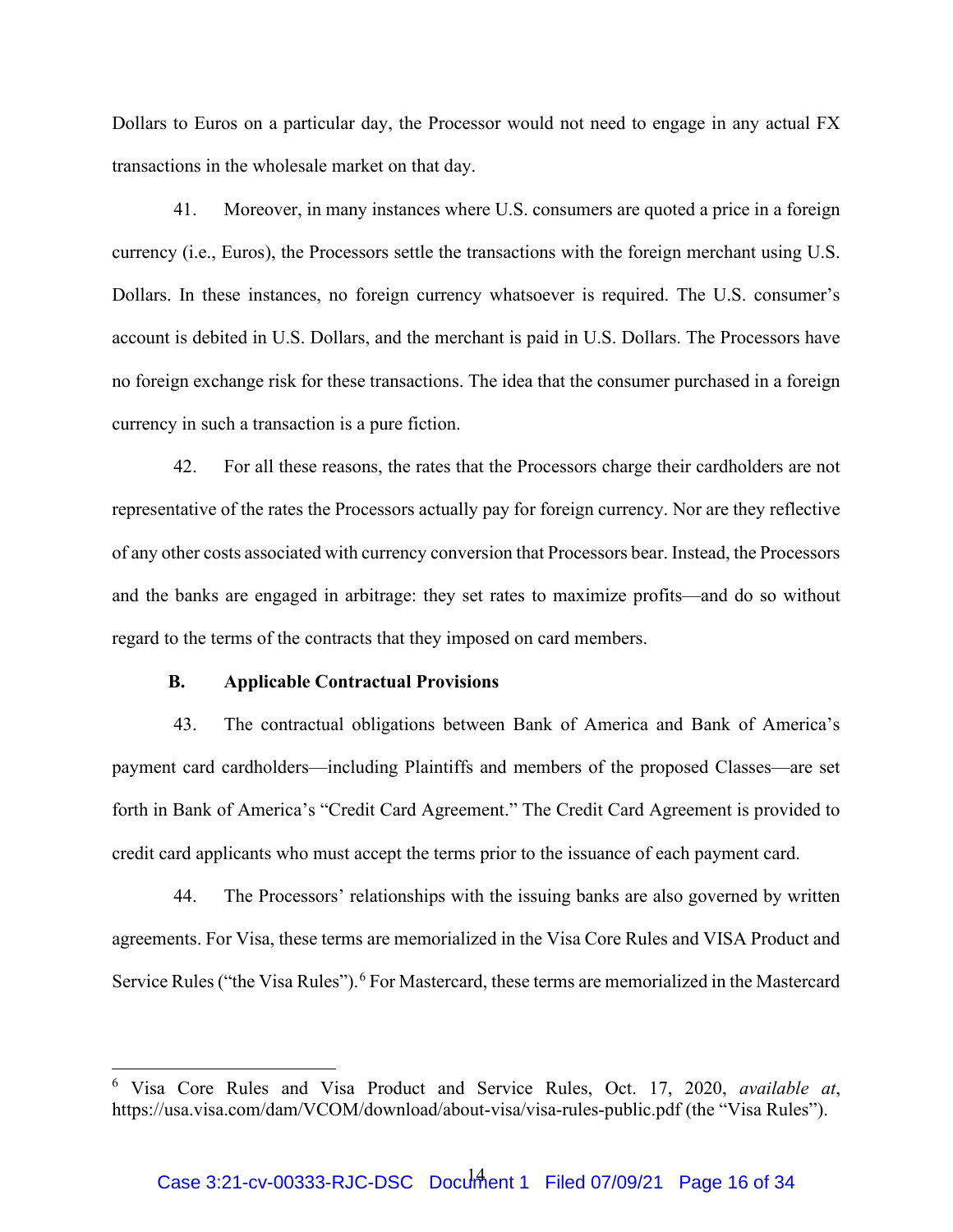Dollars to Euros on a particular day, the Processor would not need to engage in any actual FX transactions in the wholesale market on that day.

41. Moreover, in many instances where U.S. consumers are quoted a price in a foreign currency (i.e., Euros), the Processors settle the transactions with the foreign merchant using U.S. Dollars. In these instances, no foreign currency whatsoever is required. The U.S. consumer's account is debited in U.S. Dollars, and the merchant is paid in U.S. Dollars. The Processors have no foreign exchange risk for these transactions. The idea that the consumer purchased in a foreign currency in such a transaction is a pure fiction.

42. For all these reasons, the rates that the Processors charge their cardholders are not representative of the rates the Processors actually pay for foreign currency. Nor are they reflective of any other costs associated with currency conversion that Processors bear. Instead, the Processors and the banks are engaged in arbitrage: they set rates to maximize profits—and do so without regard to the terms of the contracts that they imposed on card members.

### B. Applicable Contractual Provisions

43. The contractual obligations between Bank of America and Bank of America's payment card cardholders—including Plaintiffs and members of the proposed Classes—are set forth in Bank of America's "Credit Card Agreement." The Credit Card Agreement is provided to credit card applicants who must accept the terms prior to the issuance of each payment card.

44. The Processors' relationships with the issuing banks are also governed by written agreements. For Visa, these terms are memorialized in the Visa Core Rules and VISA Product and Service Rules ("the Visa Rules").[6] For Mastercard, these terms are memorialized in the Mastercard

---

[6] Visa Core Rules and Visa Product and Service Rules, Oct. 17, 2020, *available at*, https://usa.visa.com/dam/VCOM/download/about-visa/visa-rules-public.pdf (the "Visa Rules").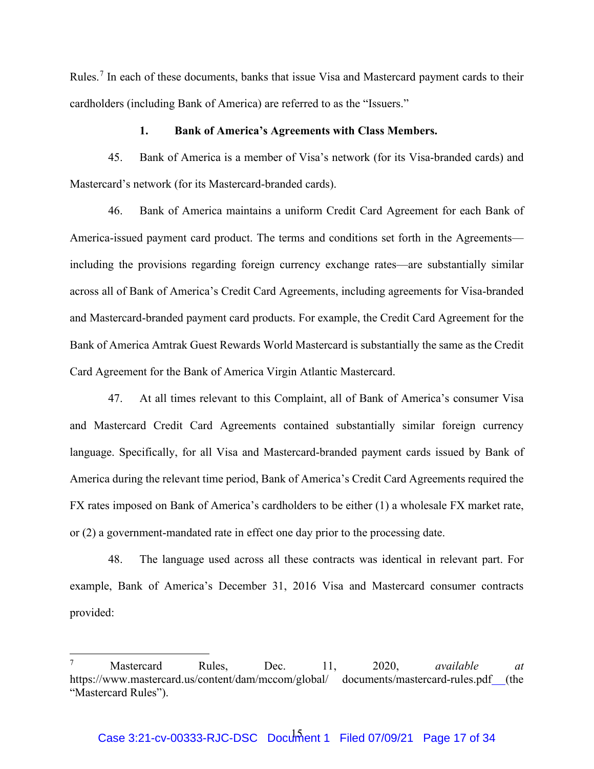Rules.[7] In each of these documents, banks that issue Visa and Mastercard payment cards to their cardholders (including Bank of America) are referred to as the "Issuers."

### 1. Bank of America's Agreements with Class Members.

45. Bank of America is a member of Visa's network (for its Visa-branded cards) and Mastercard's network (for its Mastercard-branded cards).

46. Bank of America maintains a uniform Credit Card Agreement for each Bank of America-issued payment card product. The terms and conditions set forth in the Agreements—including the provisions regarding foreign currency exchange rates—are substantially similar across all of Bank of America's Credit Card Agreements, including agreements for Visa-branded and Mastercard-branded payment card products. For example, the Credit Card Agreement for the Bank of America Amtrak Guest Rewards World Mastercard is substantially the same as the Credit Card Agreement for the Bank of America Virgin Atlantic Mastercard.

47. At all times relevant to this Complaint, all of Bank of America's consumer Visa and Mastercard Credit Card Agreements contained substantially similar foreign currency language. Specifically, for all Visa and Mastercard-branded payment cards issued by Bank of America during the relevant time period, Bank of America's Credit Card Agreements required the FX rates imposed on Bank of America's cardholders to be either (1) a wholesale FX market rate, or (2) a government-mandated rate in effect one day prior to the processing date.

48. The language used across all these contracts was identical in relevant part. For example, Bank of America's December 31, 2016 Visa and Mastercard consumer contracts provided:

---

[7] Mastercard Rules, Dec. 11, 2020, *available at* https://www.mastercard.us/content/dam/mccom/global/ documents/mastercard-rules.pdf (the "Mastercard Rules").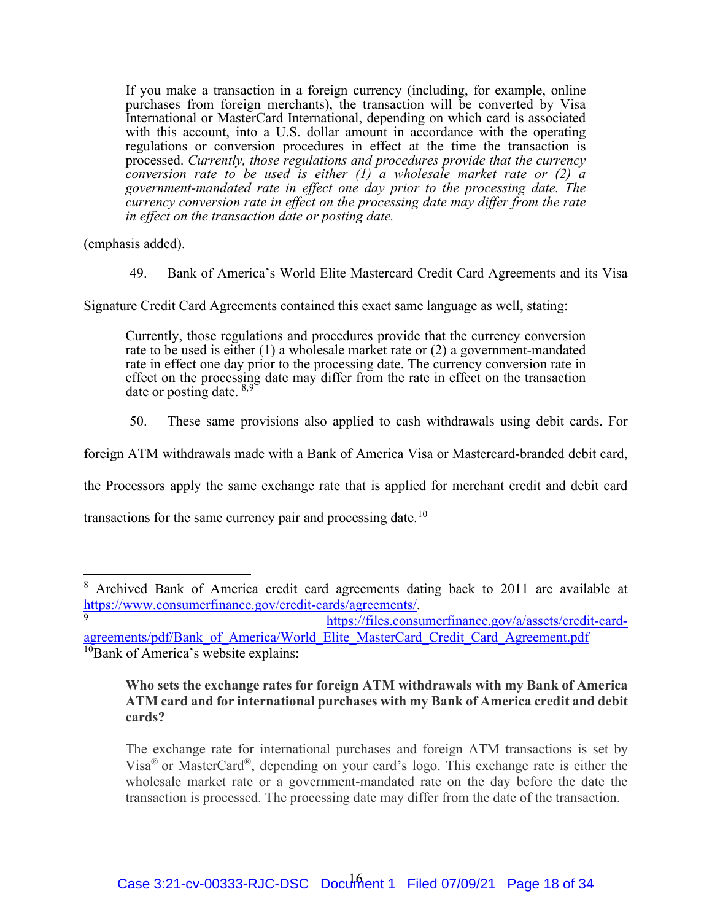> If you make a transaction in a foreign currency (including, for example, online purchases from foreign merchants), the transaction will be converted by Visa International or MasterCard International, depending on which card is associated with this account, into a U.S. dollar amount in accordance with the operating regulations or conversion procedures in effect at the time the transaction is processed. *Currently, those regulations and procedures provide that the currency conversion rate to be used is either (1) a wholesale market rate or (2) a government-mandated rate in effect one day prior to the processing date. The currency conversion rate in effect on the processing date may differ from the rate in effect on the transaction date or posting date.*

(emphasis added).

49. Bank of America's World Elite Mastercard Credit Card Agreements and its Visa Signature Credit Card Agreements contained this exact same language as well, stating:

> Currently, those regulations and procedures provide that the currency conversion rate to be used is either (1) a wholesale market rate or (2) a government-mandated rate in effect one day prior to the processing date. The currency conversion rate in effect on the processing date may differ from the rate in effect on the transaction date or posting date. [8,9]

50. These same provisions also applied to cash withdrawals using debit cards. For foreign ATM withdrawals made with a Bank of America Visa or Mastercard-branded debit card, the Processors apply the same exchange rate that is applied for merchant credit and debit card transactions for the same currency pair and processing date.[10]

---

[8] Archived Bank of America credit card agreements dating back to 2011 are available at https://www.consumerfinance.gov/credit-cards/agreements/.

[9] https://files.consumerfinance.gov/a/assets/credit-card-agreements/pdf/Bank_of_America/World_Elite_MasterCard_Credit_Card_Agreement.pdf

[10] Bank of America's website explains:

> **Who sets the exchange rates for foreign ATM withdrawals with my Bank of America ATM card and for international purchases with my Bank of America credit and debit cards?**
>
> The exchange rate for international purchases and foreign ATM transactions is set by Visa® or MasterCard®, depending on your card's logo. This exchange rate is either the wholesale market rate or a government-mandated rate on the day before the date the transaction is processed. The processing date may differ from the date of the transaction.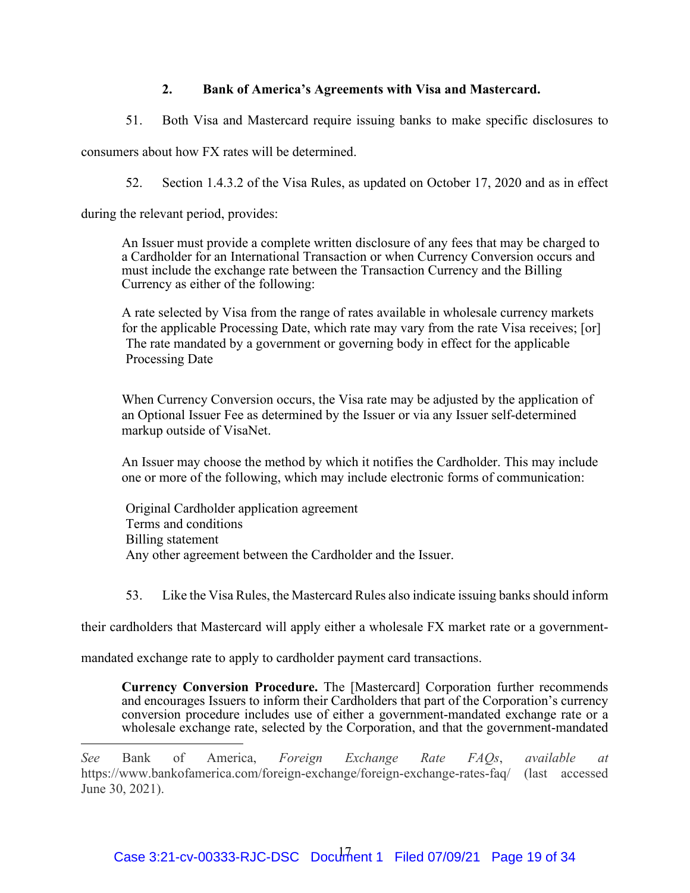### 2. Bank of America's Agreements with Visa and Mastercard.

51. Both Visa and Mastercard require issuing banks to make specific disclosures to consumers about how FX rates will be determined.

52. Section 1.4.3.2 of the Visa Rules, as updated on October 17, 2020 and as in effect during the relevant period, provides:

> An Issuer must provide a complete written disclosure of any fees that may be charged to a Cardholder for an International Transaction or when Currency Conversion occurs and must include the exchange rate between the Transaction Currency and the Billing Currency as either of the following:
>
> A rate selected by Visa from the range of rates available in wholesale currency markets for the applicable Processing Date, which rate may vary from the rate Visa receives; [or]
> The rate mandated by a government or governing body in effect for the applicable Processing Date
>
> When Currency Conversion occurs, the Visa rate may be adjusted by the application of an Optional Issuer Fee as determined by the Issuer or via any Issuer self-determined markup outside of VisaNet.
>
> An Issuer may choose the method by which it notifies the Cardholder. This may include one or more of the following, which may include electronic forms of communication:
>
> Original Cardholder application agreement
> Terms and conditions
> Billing statement
> Any other agreement between the Cardholder and the Issuer.

53. Like the Visa Rules, the Mastercard Rules also indicate issuing banks should inform their cardholders that Mastercard will apply either a wholesale FX market rate or a government-mandated exchange rate to apply to cardholder payment card transactions.

> **Currency Conversion Procedure.** The [Mastercard] Corporation further recommends and encourages Issuers to inform their Cardholders that part of the Corporation's currency conversion procedure includes use of either a government-mandated exchange rate or a wholesale exchange rate, selected by the Corporation, and that the government-mandated

---

*See* Bank of America, *Foreign Exchange Rate FAQs*, *available at* https://www.bankofamerica.com/foreign-exchange/foreign-exchange-rates-faq/ (last accessed June 30, 2021).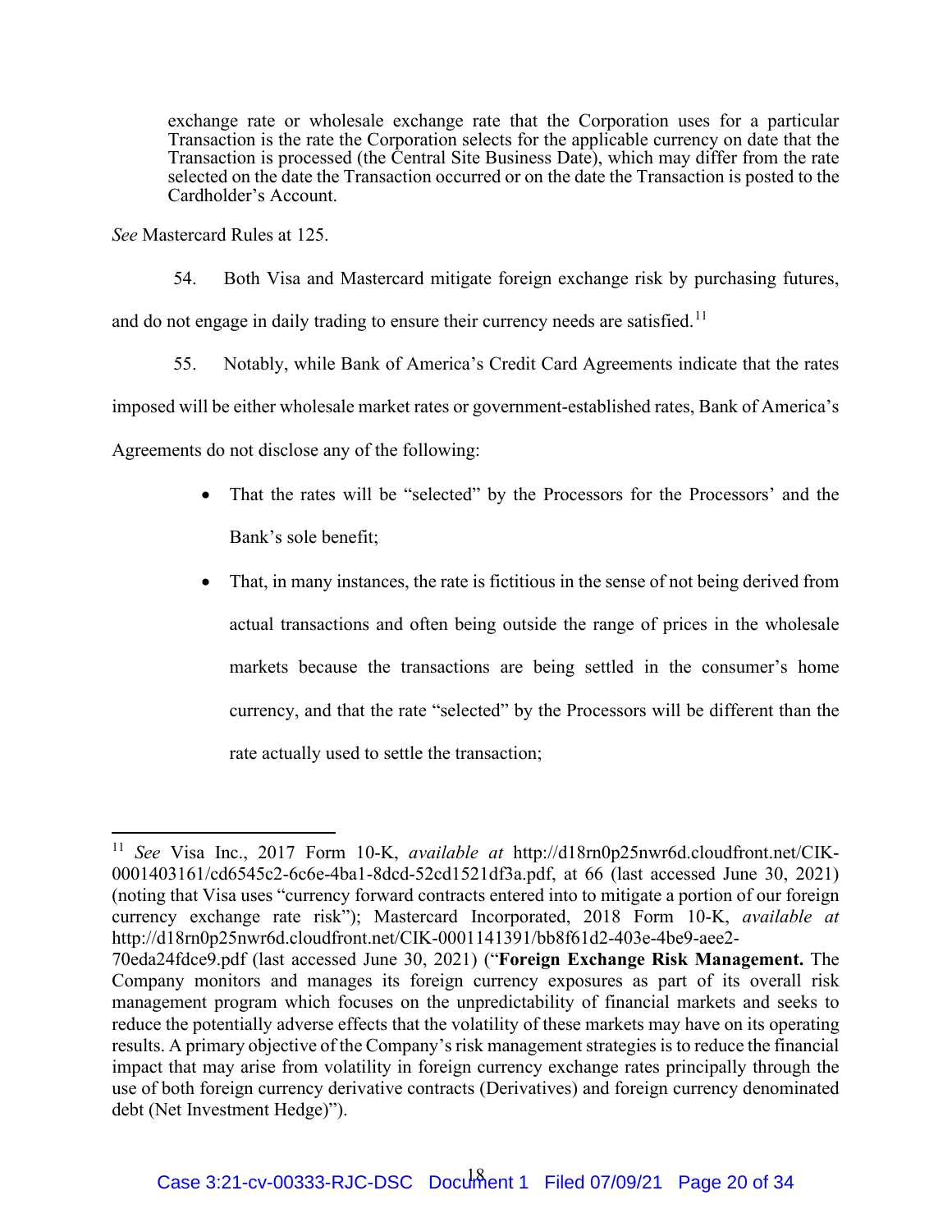> exchange rate or wholesale exchange rate that the Corporation uses for a particular Transaction is the rate the Corporation selects for the applicable currency on date that the Transaction is processed (the Central Site Business Date), which may differ from the rate selected on the date the Transaction occurred or on the date the Transaction is posted to the Cardholder's Account.

*See* Mastercard Rules at 125.

54. Both Visa and Mastercard mitigate foreign exchange risk by purchasing futures, and do not engage in daily trading to ensure their currency needs are satisfied.[11]

55. Notably, while Bank of America's Credit Card Agreements indicate that the rates imposed will be either wholesale market rates or government-established rates, Bank of America's Agreements do not disclose any of the following:

- That the rates will be "selected" by the Processors for the Processors' and the Bank's sole benefit;
- That, in many instances, the rate is fictitious in the sense of not being derived from actual transactions and often being outside the range of prices in the wholesale markets because the transactions are being settled in the consumer's home currency, and that the rate "selected" by the Processors will be different than the rate actually used to settle the transaction;

---

[11] *See* Visa Inc., 2017 Form 10-K, *available at* http://d18rn0p25nwr6d.cloudfront.net/CIK-0001403161/cd6545c2-6c6e-4ba1-8dcd-52cd1521df3a.pdf, at 66 (last accessed June 30, 2021) (noting that Visa uses "currency forward contracts entered into to mitigate a portion of our foreign currency exchange rate risk"); Mastercard Incorporated, 2018 Form 10-K, *available at* http://d18rn0p25nwr6d.cloudfront.net/CIK-0001141391/bb8f61d2-403e-4be9-aee2-70eda24fdce9.pdf (last accessed June 30, 2021) ("**Foreign Exchange Risk Management.** The Company monitors and manages its foreign currency exposures as part of its overall risk management program which focuses on the unpredictability of financial markets and seeks to reduce the potentially adverse effects that the volatility of these markets may have on its operating results. A primary objective of the Company's risk management strategies is to reduce the financial impact that may arise from volatility in foreign currency exchange rates principally through the use of both foreign currency derivative contracts (Derivatives) and foreign currency denominated debt (Net Investment Hedge)").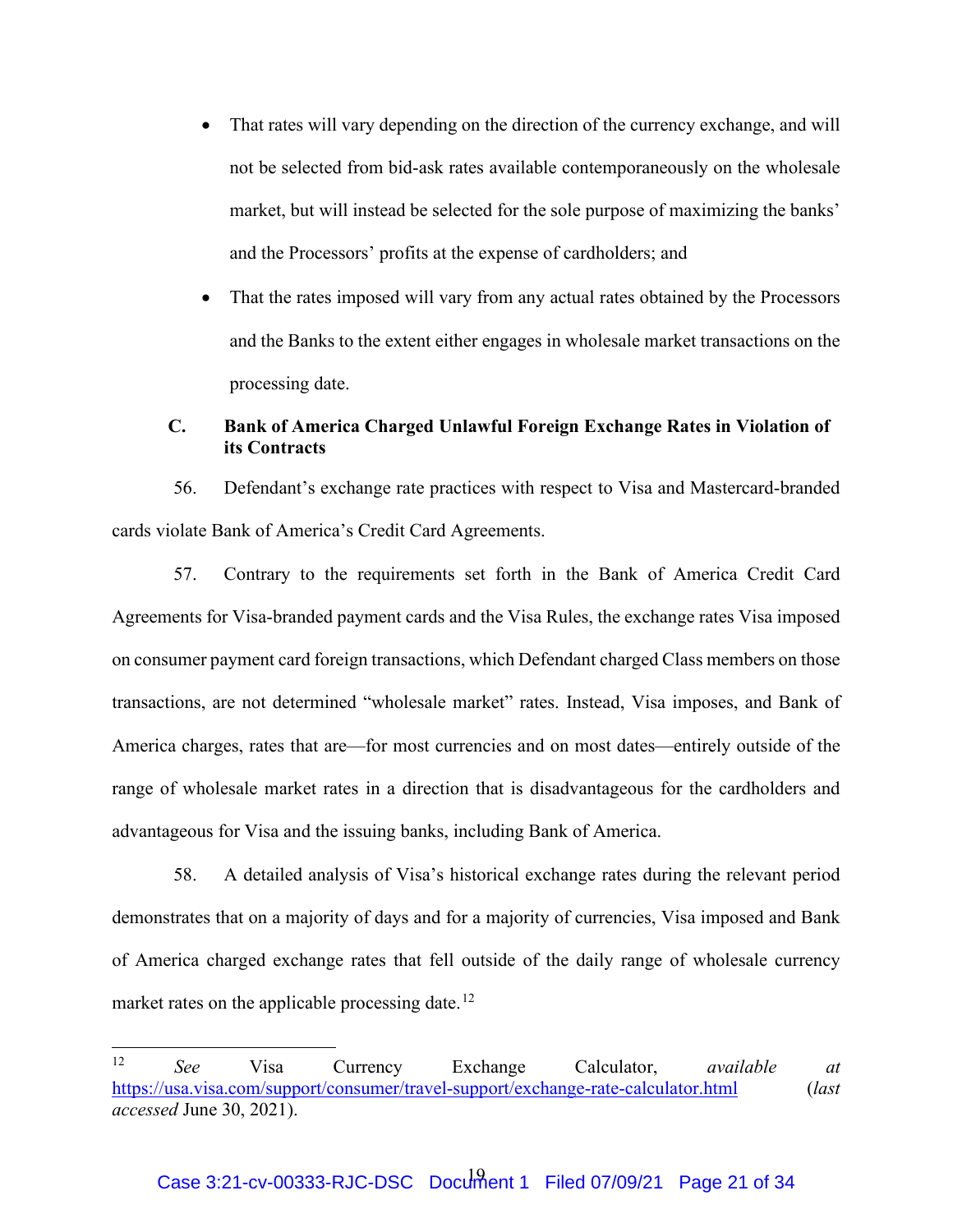- That rates will vary depending on the direction of the currency exchange, and will not be selected from bid-ask rates available contemporaneously on the wholesale market, but will instead be selected for the sole purpose of maximizing the banks' and the Processors' profits at the expense of cardholders; and
- That the rates imposed will vary from any actual rates obtained by the Processors and the Banks to the extent either engages in wholesale market transactions on the processing date.

### C. Bank of America Charged Unlawful Foreign Exchange Rates in Violation of its Contracts

56. Defendant's exchange rate practices with respect to Visa and Mastercard-branded cards violate Bank of America's Credit Card Agreements.

57. Contrary to the requirements set forth in the Bank of America Credit Card Agreements for Visa-branded payment cards and the Visa Rules, the exchange rates Visa imposed on consumer payment card foreign transactions, which Defendant charged Class members on those transactions, are not determined "wholesale market" rates. Instead, Visa imposes, and Bank of America charges, rates that are—for most currencies and on most dates—entirely outside of the range of wholesale market rates in a direction that is disadvantageous for the cardholders and advantageous for Visa and the issuing banks, including Bank of America.

58. A detailed analysis of Visa's historical exchange rates during the relevant period demonstrates that on a majority of days and for a majority of currencies, Visa imposed and Bank of America charged exchange rates that fell outside of the daily range of wholesale currency market rates on the applicable processing date.[12]

---

[12] *See* Visa Currency Exchange Calculator, *available at* https://usa.visa.com/support/consumer/travel-support/exchange-rate-calculator.html (*last accessed* June 30, 2021).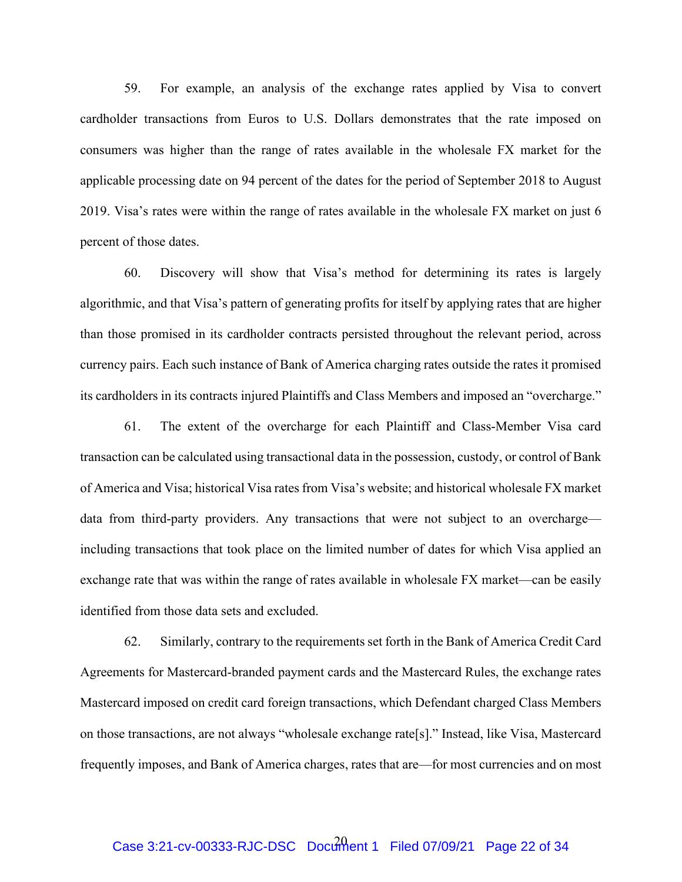59. For example, an analysis of the exchange rates applied by Visa to convert cardholder transactions from Euros to U.S. Dollars demonstrates that the rate imposed on consumers was higher than the range of rates available in the wholesale FX market for the applicable processing date on 94 percent of the dates for the period of September 2018 to August 2019. Visa's rates were within the range of rates available in the wholesale FX market on just 6 percent of those dates.

60. Discovery will show that Visa's method for determining its rates is largely algorithmic, and that Visa's pattern of generating profits for itself by applying rates that are higher than those promised in its cardholder contracts persisted throughout the relevant period, across currency pairs. Each such instance of Bank of America charging rates outside the rates it promised its cardholders in its contracts injured Plaintiffs and Class Members and imposed an "overcharge."

61. The extent of the overcharge for each Plaintiff and Class-Member Visa card transaction can be calculated using transactional data in the possession, custody, or control of Bank of America and Visa; historical Visa rates from Visa's website; and historical wholesale FX market data from third-party providers. Any transactions that were not subject to an overcharge—including transactions that took place on the limited number of dates for which Visa applied an exchange rate that was within the range of rates available in wholesale FX market—can be easily identified from those data sets and excluded.

62. Similarly, contrary to the requirements set forth in the Bank of America Credit Card Agreements for Mastercard-branded payment cards and the Mastercard Rules, the exchange rates Mastercard imposed on credit card foreign transactions, which Defendant charged Class Members on those transactions, are not always "wholesale exchange rate[s]." Instead, like Visa, Mastercard frequently imposes, and Bank of America charges, rates that are—for most currencies and on most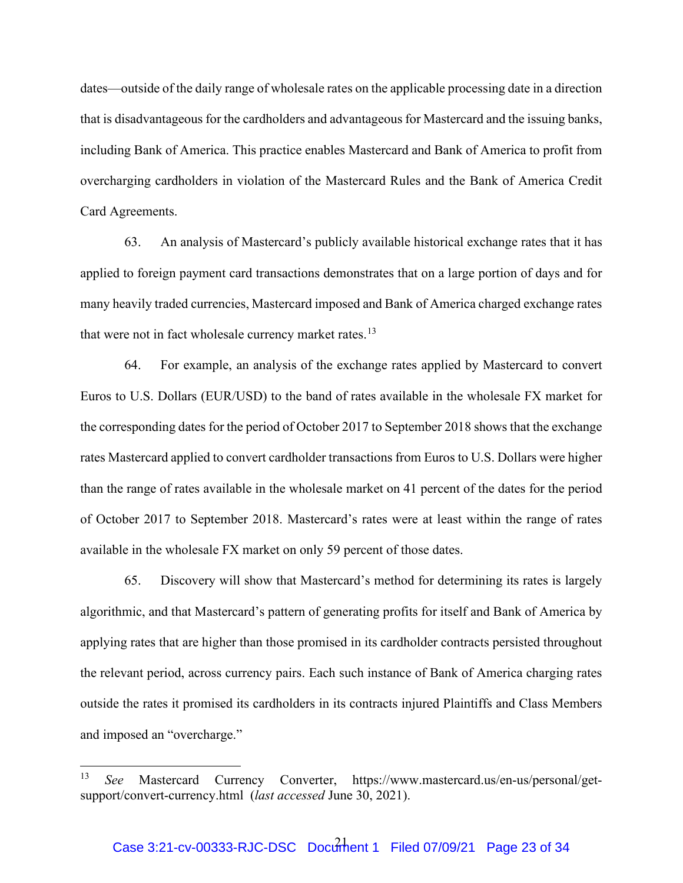dates—outside of the daily range of wholesale rates on the applicable processing date in a direction that is disadvantageous for the cardholders and advantageous for Mastercard and the issuing banks, including Bank of America. This practice enables Mastercard and Bank of America to profit from overcharging cardholders in violation of the Mastercard Rules and the Bank of America Credit Card Agreements.

63. An analysis of Mastercard's publicly available historical exchange rates that it has applied to foreign payment card transactions demonstrates that on a large portion of days and for many heavily traded currencies, Mastercard imposed and Bank of America charged exchange rates that were not in fact wholesale currency market rates.[13]

64. For example, an analysis of the exchange rates applied by Mastercard to convert Euros to U.S. Dollars (EUR/USD) to the band of rates available in the wholesale FX market for the corresponding dates for the period of October 2017 to September 2018 shows that the exchange rates Mastercard applied to convert cardholder transactions from Euros to U.S. Dollars were higher than the range of rates available in the wholesale market on 41 percent of the dates for the period of October 2017 to September 2018. Mastercard's rates were at least within the range of rates available in the wholesale FX market on only 59 percent of those dates.

65. Discovery will show that Mastercard's method for determining its rates is largely algorithmic, and that Mastercard's pattern of generating profits for itself and Bank of America by applying rates that are higher than those promised in its cardholder contracts persisted throughout the relevant period, across currency pairs. Each such instance of Bank of America charging rates outside the rates it promised its cardholders in its contracts injured Plaintiffs and Class Members and imposed an "overcharge."

---

[13] *See* Mastercard Currency Converter, https://www.mastercard.us/en-us/personal/get-support/convert-currency.html (*last accessed* June 30, 2021).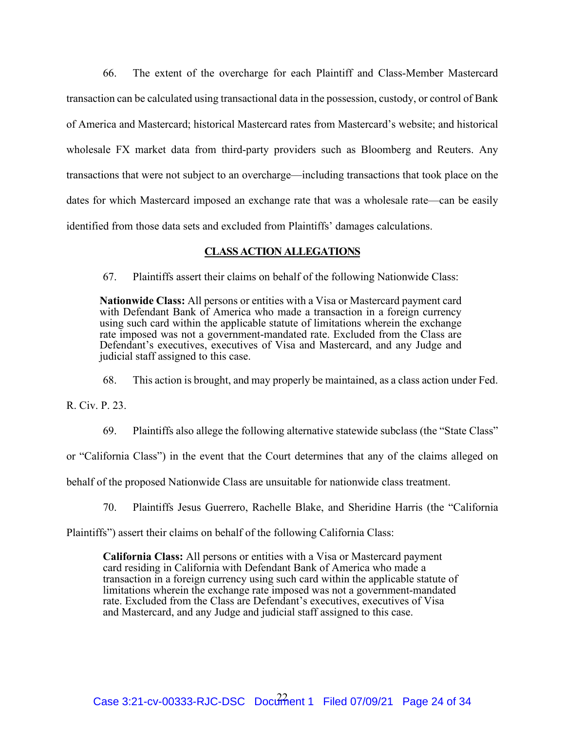66. The extent of the overcharge for each Plaintiff and Class-Member Mastercard transaction can be calculated using transactional data in the possession, custody, or control of Bank of America and Mastercard; historical Mastercard rates from Mastercard's website; and historical wholesale FX market data from third-party providers such as Bloomberg and Reuters. Any transactions that were not subject to an overcharge—including transactions that took place on the dates for which Mastercard imposed an exchange rate that was a wholesale rate—can be easily identified from those data sets and excluded from Plaintiffs' damages calculations.

## CLASS ACTION ALLEGATIONS

67. Plaintiffs assert their claims on behalf of the following Nationwide Class:

> **Nationwide Class:** All persons or entities with a Visa or Mastercard payment card with Defendant Bank of America who made a transaction in a foreign currency using such card within the applicable statute of limitations wherein the exchange rate imposed was not a government-mandated rate. Excluded from the Class are Defendant's executives, executives of Visa and Mastercard, and any Judge and judicial staff assigned to this case.

68. This action is brought, and may properly be maintained, as a class action under Fed. R. Civ. P. 23.

69. Plaintiffs also allege the following alternative statewide subclass (the "State Class" or "California Class") in the event that the Court determines that any of the claims alleged on behalf of the proposed Nationwide Class are unsuitable for nationwide class treatment.

70. Plaintiffs Jesus Guerrero, Rachelle Blake, and Sheridine Harris (the "California Plaintiffs") assert their claims on behalf of the following California Class:

> **California Class:** All persons or entities with a Visa or Mastercard payment card residing in California with Defendant Bank of America who made a transaction in a foreign currency using such card within the applicable statute of limitations wherein the exchange rate imposed was not a government-mandated rate. Excluded from the Class are Defendant's executives, executives of Visa and Mastercard, and any Judge and judicial staff assigned to this case.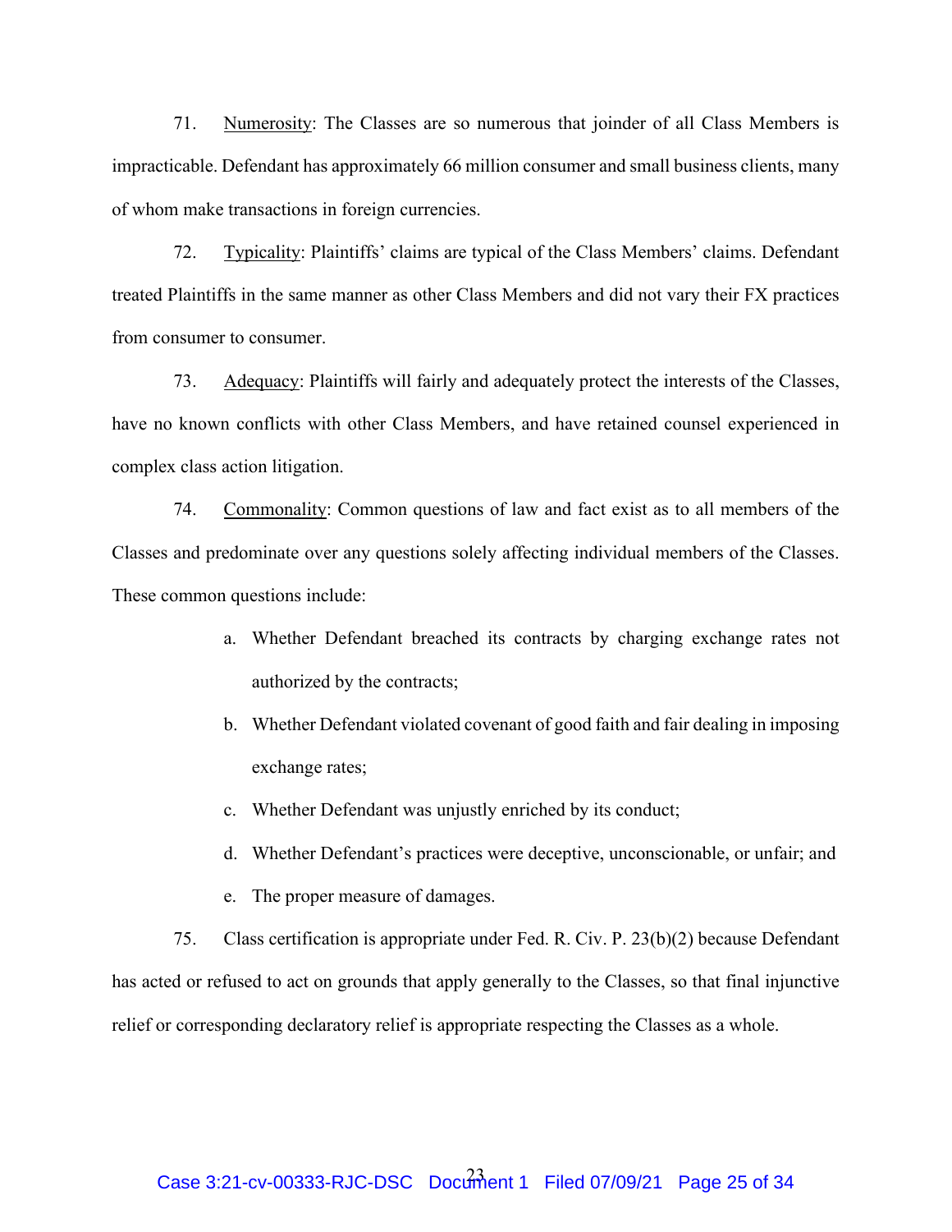71. Numerosity: The Classes are so numerous that joinder of all Class Members is impracticable. Defendant has approximately 66 million consumer and small business clients, many of whom make transactions in foreign currencies.

72. Typicality: Plaintiffs' claims are typical of the Class Members' claims. Defendant treated Plaintiffs in the same manner as other Class Members and did not vary their FX practices from consumer to consumer.

73. Adequacy: Plaintiffs will fairly and adequately protect the interests of the Classes, have no known conflicts with other Class Members, and have retained counsel experienced in complex class action litigation.

74. Commonality: Common questions of law and fact exist as to all members of the Classes and predominate over any questions solely affecting individual members of the Classes. These common questions include:

a. Whether Defendant breached its contracts by charging exchange rates not authorized by the contracts;

b. Whether Defendant violated covenant of good faith and fair dealing in imposing exchange rates;

c. Whether Defendant was unjustly enriched by its conduct;

d. Whether Defendant's practices were deceptive, unconscionable, or unfair; and

e. The proper measure of damages.

75. Class certification is appropriate under Fed. R. Civ. P. 23(b)(2) because Defendant has acted or refused to act on grounds that apply generally to the Classes, so that final injunctive relief or corresponding declaratory relief is appropriate respecting the Classes as a whole.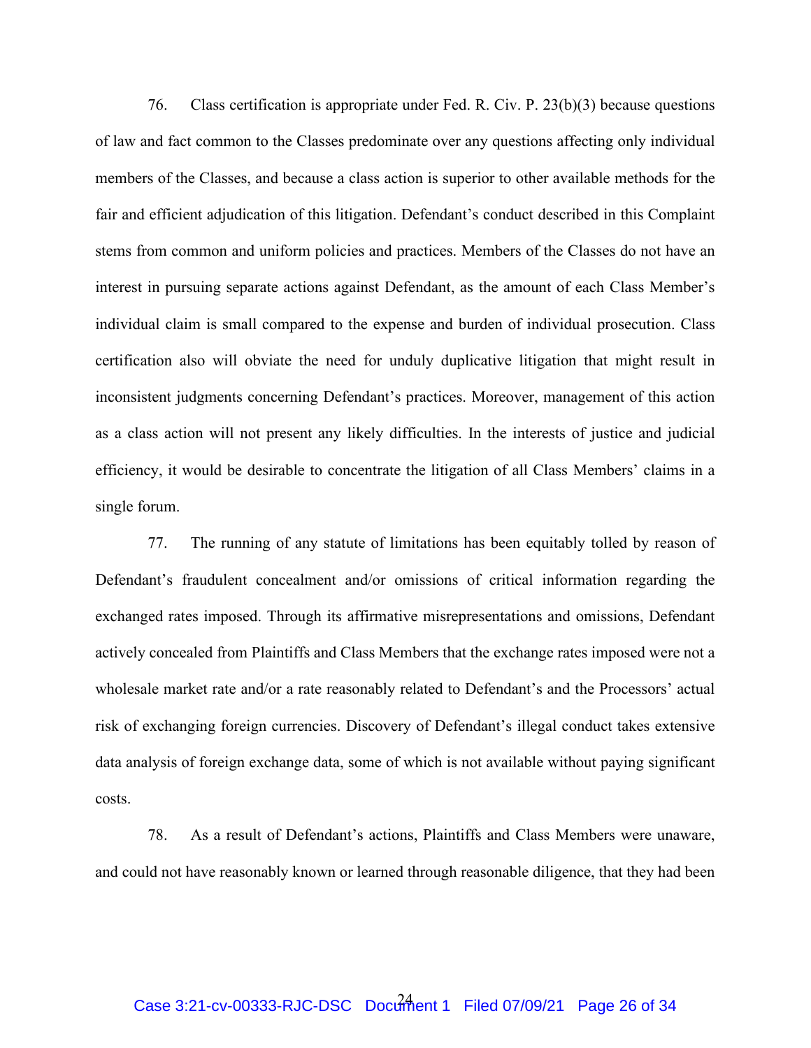76. Class certification is appropriate under Fed. R. Civ. P. 23(b)(3) because questions of law and fact common to the Classes predominate over any questions affecting only individual members of the Classes, and because a class action is superior to other available methods for the fair and efficient adjudication of this litigation. Defendant's conduct described in this Complaint stems from common and uniform policies and practices. Members of the Classes do not have an interest in pursuing separate actions against Defendant, as the amount of each Class Member's individual claim is small compared to the expense and burden of individual prosecution. Class certification also will obviate the need for unduly duplicative litigation that might result in inconsistent judgments concerning Defendant's practices. Moreover, management of this action as a class action will not present any likely difficulties. In the interests of justice and judicial efficiency, it would be desirable to concentrate the litigation of all Class Members' claims in a single forum.

77. The running of any statute of limitations has been equitably tolled by reason of Defendant's fraudulent concealment and/or omissions of critical information regarding the exchanged rates imposed. Through its affirmative misrepresentations and omissions, Defendant actively concealed from Plaintiffs and Class Members that the exchange rates imposed were not a wholesale market rate and/or a rate reasonably related to Defendant's and the Processors' actual risk of exchanging foreign currencies. Discovery of Defendant's illegal conduct takes extensive data analysis of foreign exchange data, some of which is not available without paying significant costs.

78. As a result of Defendant's actions, Plaintiffs and Class Members were unaware, and could not have reasonably known or learned through reasonable diligence, that they had been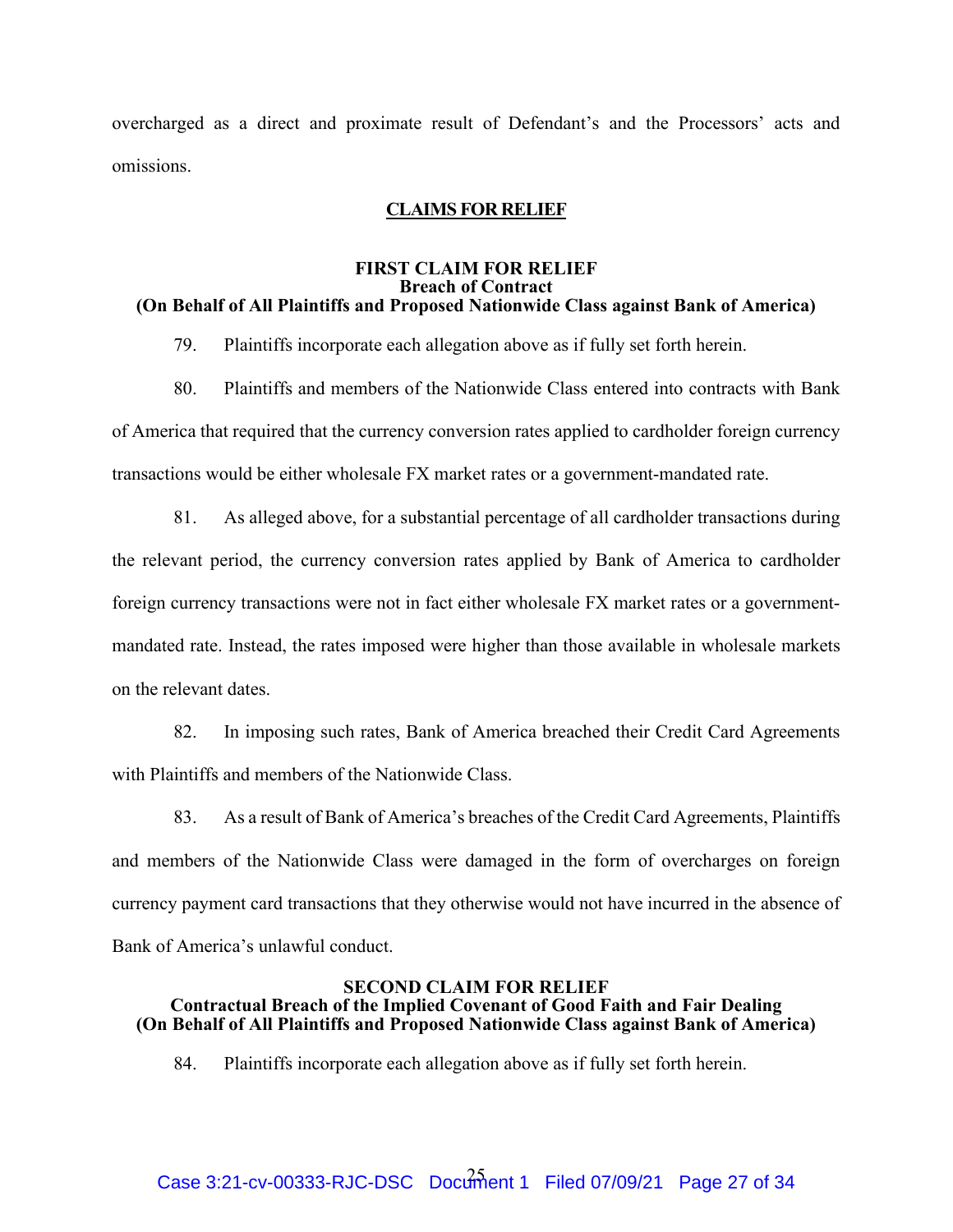overcharged as a direct and proximate result of Defendant's and the Processors' acts and omissions.

## CLAIMS FOR RELIEF

### FIRST CLAIM FOR RELIEF
**Breach of Contract**
**(On Behalf of All Plaintiffs and Proposed Nationwide Class against Bank of America)**

79. Plaintiffs incorporate each allegation above as if fully set forth herein.

80. Plaintiffs and members of the Nationwide Class entered into contracts with Bank of America that required that the currency conversion rates applied to cardholder foreign currency transactions would be either wholesale FX market rates or a government-mandated rate.

81. As alleged above, for a substantial percentage of all cardholder transactions during the relevant period, the currency conversion rates applied by Bank of America to cardholder foreign currency transactions were not in fact either wholesale FX market rates or a government-mandated rate. Instead, the rates imposed were higher than those available in wholesale markets on the relevant dates.

82. In imposing such rates, Bank of America breached their Credit Card Agreements with Plaintiffs and members of the Nationwide Class.

83. As a result of Bank of America's breaches of the Credit Card Agreements, Plaintiffs and members of the Nationwide Class were damaged in the form of overcharges on foreign currency payment card transactions that they otherwise would not have incurred in the absence of Bank of America's unlawful conduct.

### SECOND CLAIM FOR RELIEF
**Contractual Breach of the Implied Covenant of Good Faith and Fair Dealing**
**(On Behalf of All Plaintiffs and Proposed Nationwide Class against Bank of America)**

84. Plaintiffs incorporate each allegation above as if fully set forth herein.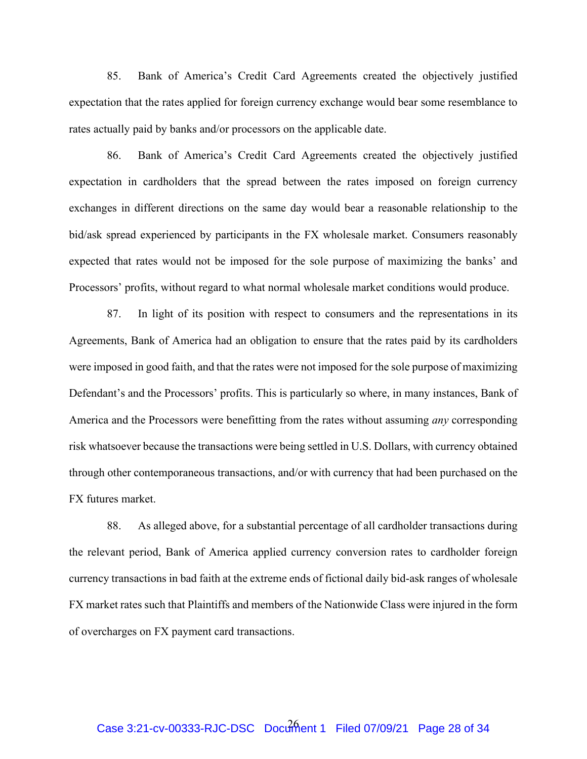85. Bank of America's Credit Card Agreements created the objectively justified expectation that the rates applied for foreign currency exchange would bear some resemblance to rates actually paid by banks and/or processors on the applicable date.

86. Bank of America's Credit Card Agreements created the objectively justified expectation in cardholders that the spread between the rates imposed on foreign currency exchanges in different directions on the same day would bear a reasonable relationship to the bid/ask spread experienced by participants in the FX wholesale market. Consumers reasonably expected that rates would not be imposed for the sole purpose of maximizing the banks' and Processors' profits, without regard to what normal wholesale market conditions would produce.

87. In light of its position with respect to consumers and the representations in its Agreements, Bank of America had an obligation to ensure that the rates paid by its cardholders were imposed in good faith, and that the rates were not imposed for the sole purpose of maximizing Defendant's and the Processors' profits. This is particularly so where, in many instances, Bank of America and the Processors were benefitting from the rates without assuming *any* corresponding risk whatsoever because the transactions were being settled in U.S. Dollars, with currency obtained through other contemporaneous transactions, and/or with currency that had been purchased on the FX futures market.

88. As alleged above, for a substantial percentage of all cardholder transactions during the relevant period, Bank of America applied currency conversion rates to cardholder foreign currency transactions in bad faith at the extreme ends of fictional daily bid-ask ranges of wholesale FX market rates such that Plaintiffs and members of the Nationwide Class were injured in the form of overcharges on FX payment card transactions.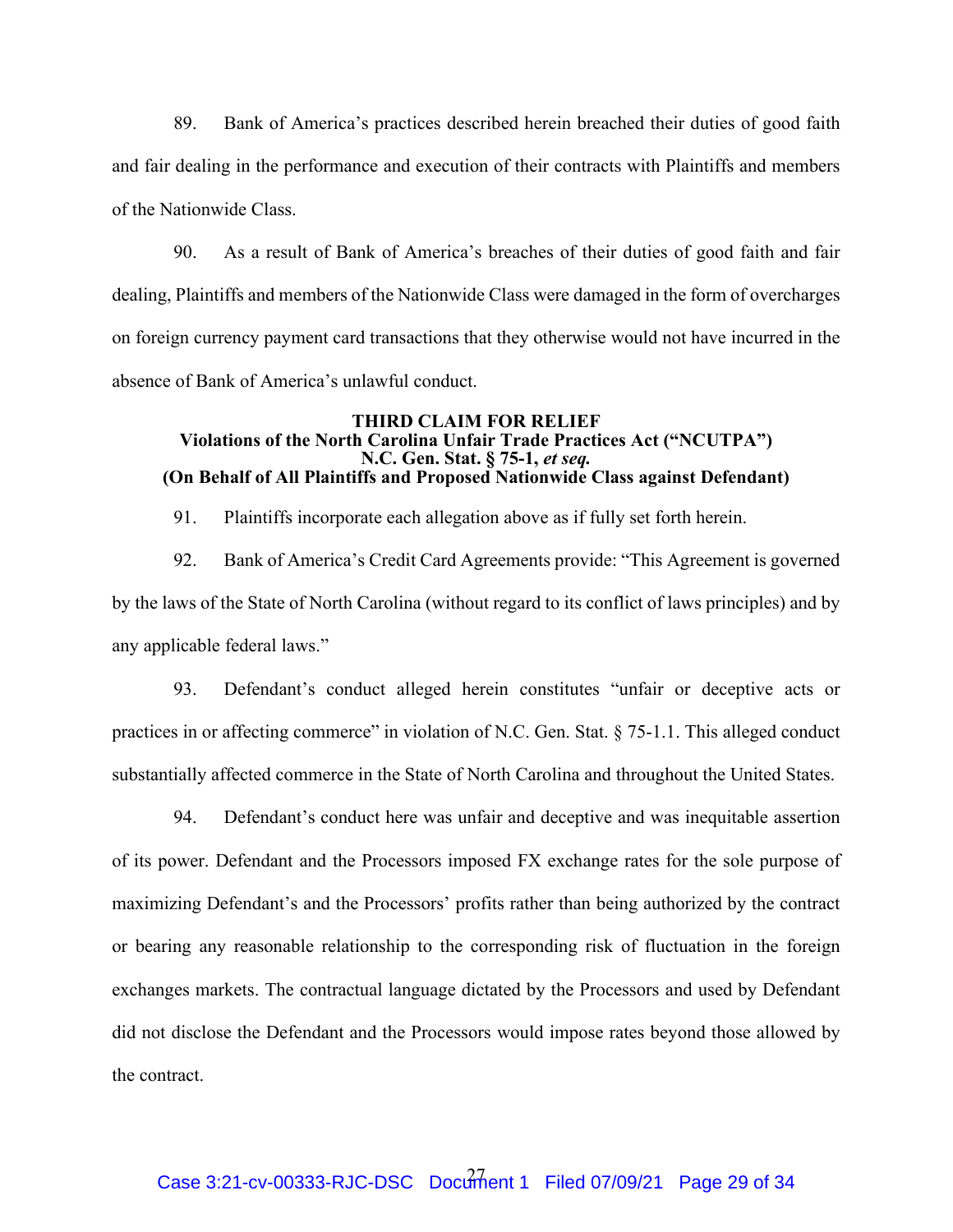89. Bank of America's practices described herein breached their duties of good faith and fair dealing in the performance and execution of their contracts with Plaintiffs and members of the Nationwide Class.

90. As a result of Bank of America's breaches of their duties of good faith and fair dealing, Plaintiffs and members of the Nationwide Class were damaged in the form of overcharges on foreign currency payment card transactions that they otherwise would not have incurred in the absence of Bank of America's unlawful conduct.

**THIRD CLAIM FOR RELIEF**
**Violations of the North Carolina Unfair Trade Practices Act ("NCUTPA")**
**N.C. Gen. Stat. § 75-1, *et seq.***
**(On Behalf of All Plaintiffs and Proposed Nationwide Class against Defendant)**

91. Plaintiffs incorporate each allegation above as if fully set forth herein.

92. Bank of America's Credit Card Agreements provide: "This Agreement is governed by the laws of the State of North Carolina (without regard to its conflict of laws principles) and by any applicable federal laws."

93. Defendant's conduct alleged herein constitutes "unfair or deceptive acts or practices in or affecting commerce" in violation of N.C. Gen. Stat. § 75-1.1. This alleged conduct substantially affected commerce in the State of North Carolina and throughout the United States.

94. Defendant's conduct here was unfair and deceptive and was inequitable assertion of its power. Defendant and the Processors imposed FX exchange rates for the sole purpose of maximizing Defendant's and the Processors' profits rather than being authorized by the contract or bearing any reasonable relationship to the corresponding risk of fluctuation in the foreign exchanges markets. The contractual language dictated by the Processors and used by Defendant did not disclose the Defendant and the Processors would impose rates beyond those allowed by the contract.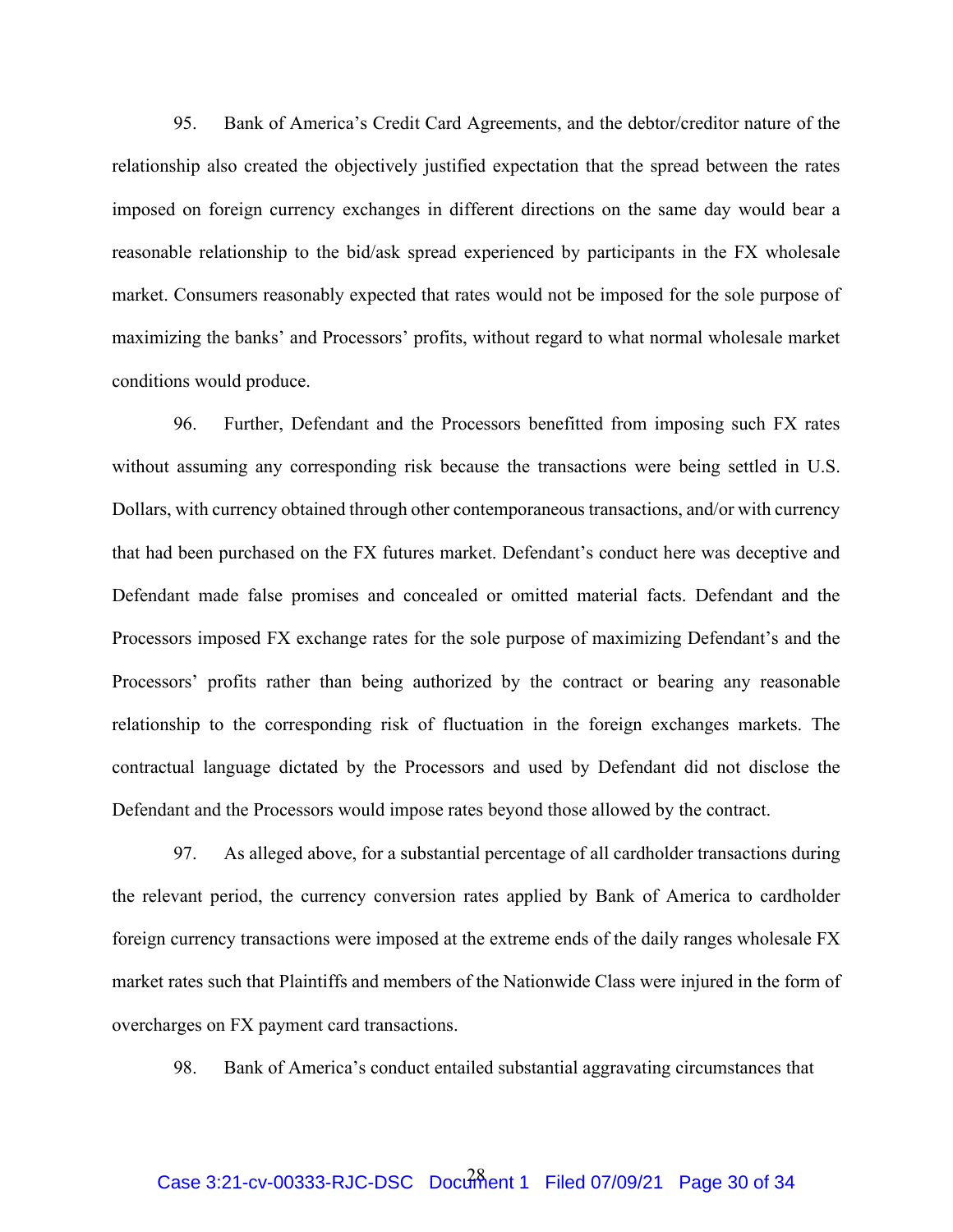95. Bank of America's Credit Card Agreements, and the debtor/creditor nature of the relationship also created the objectively justified expectation that the spread between the rates imposed on foreign currency exchanges in different directions on the same day would bear a reasonable relationship to the bid/ask spread experienced by participants in the FX wholesale market. Consumers reasonably expected that rates would not be imposed for the sole purpose of maximizing the banks' and Processors' profits, without regard to what normal wholesale market conditions would produce.

96. Further, Defendant and the Processors benefitted from imposing such FX rates without assuming any corresponding risk because the transactions were being settled in U.S. Dollars, with currency obtained through other contemporaneous transactions, and/or with currency that had been purchased on the FX futures market. Defendant's conduct here was deceptive and Defendant made false promises and concealed or omitted material facts. Defendant and the Processors imposed FX exchange rates for the sole purpose of maximizing Defendant's and the Processors' profits rather than being authorized by the contract or bearing any reasonable relationship to the corresponding risk of fluctuation in the foreign exchanges markets. The contractual language dictated by the Processors and used by Defendant did not disclose the Defendant and the Processors would impose rates beyond those allowed by the contract.

97. As alleged above, for a substantial percentage of all cardholder transactions during the relevant period, the currency conversion rates applied by Bank of America to cardholder foreign currency transactions were imposed at the extreme ends of the daily ranges wholesale FX market rates such that Plaintiffs and members of the Nationwide Class were injured in the form of overcharges on FX payment card transactions.

98. Bank of America's conduct entailed substantial aggravating circumstances that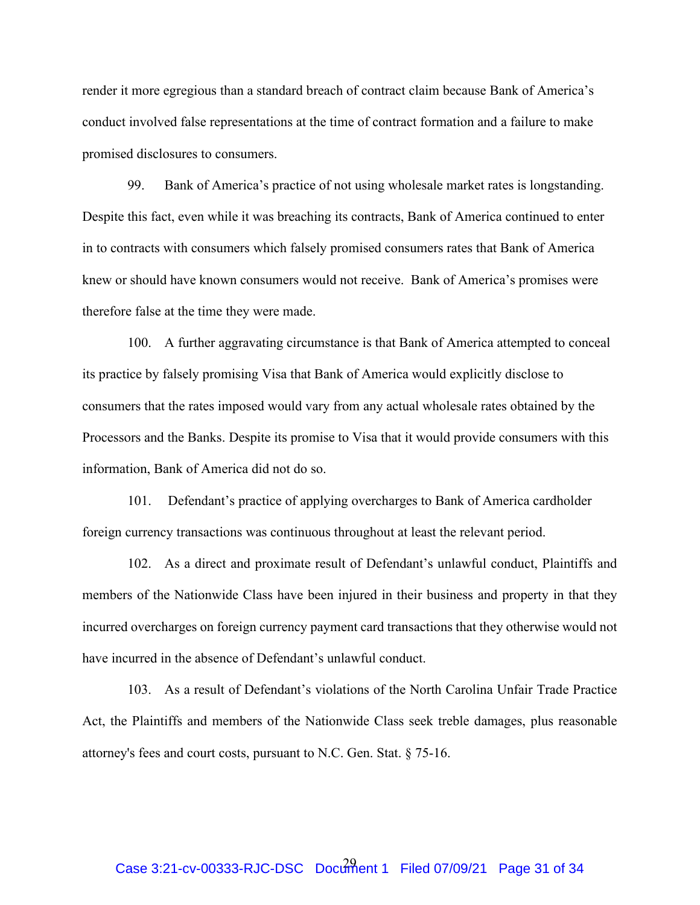render it more egregious than a standard breach of contract claim because Bank of America's conduct involved false representations at the time of contract formation and a failure to make promised disclosures to consumers.

99. Bank of America's practice of not using wholesale market rates is longstanding. Despite this fact, even while it was breaching its contracts, Bank of America continued to enter in to contracts with consumers which falsely promised consumers rates that Bank of America knew or should have known consumers would not receive. Bank of America's promises were therefore false at the time they were made.

100. A further aggravating circumstance is that Bank of America attempted to conceal its practice by falsely promising Visa that Bank of America would explicitly disclose to consumers that the rates imposed would vary from any actual wholesale rates obtained by the Processors and the Banks. Despite its promise to Visa that it would provide consumers with this information, Bank of America did not do so.

101. Defendant's practice of applying overcharges to Bank of America cardholder foreign currency transactions was continuous throughout at least the relevant period.

102. As a direct and proximate result of Defendant's unlawful conduct, Plaintiffs and members of the Nationwide Class have been injured in their business and property in that they incurred overcharges on foreign currency payment card transactions that they otherwise would not have incurred in the absence of Defendant's unlawful conduct.

103. As a result of Defendant's violations of the North Carolina Unfair Trade Practice Act, the Plaintiffs and members of the Nationwide Class seek treble damages, plus reasonable attorney's fees and court costs, pursuant to N.C. Gen. Stat. § 75-16.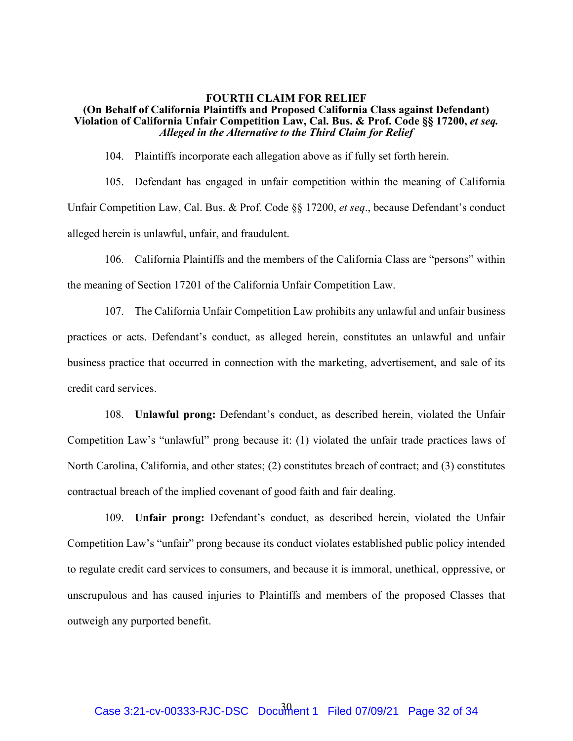**FOURTH CLAIM FOR RELIEF**
**(On Behalf of California Plaintiffs and Proposed California Class against Defendant)**
**Violation of California Unfair Competition Law, Cal. Bus. & Prof. Code §§ 17200, *et seq.***
***Alleged in the Alternative to the Third Claim for Relief***

104. Plaintiffs incorporate each allegation above as if fully set forth herein.

105. Defendant has engaged in unfair competition within the meaning of California Unfair Competition Law, Cal. Bus. & Prof. Code §§ 17200, *et seq*., because Defendant's conduct alleged herein is unlawful, unfair, and fraudulent.

106. California Plaintiffs and the members of the California Class are "persons" within the meaning of Section 17201 of the California Unfair Competition Law.

107. The California Unfair Competition Law prohibits any unlawful and unfair business practices or acts. Defendant's conduct, as alleged herein, constitutes an unlawful and unfair business practice that occurred in connection with the marketing, advertisement, and sale of its credit card services.

108. **Unlawful prong:** Defendant's conduct, as described herein, violated the Unfair Competition Law's "unlawful" prong because it: (1) violated the unfair trade practices laws of North Carolina, California, and other states; (2) constitutes breach of contract; and (3) constitutes contractual breach of the implied covenant of good faith and fair dealing.

109. **Unfair prong:** Defendant's conduct, as described herein, violated the Unfair Competition Law's "unfair" prong because its conduct violates established public policy intended to regulate credit card services to consumers, and because it is immoral, unethical, oppressive, or unscrupulous and has caused injuries to Plaintiffs and members of the proposed Classes that outweigh any purported benefit.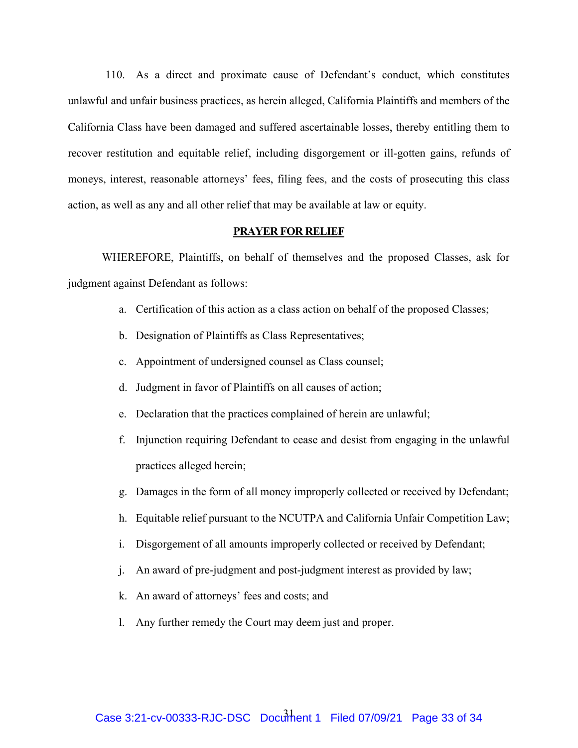110. As a direct and proximate cause of Defendant's conduct, which constitutes unlawful and unfair business practices, as herein alleged, California Plaintiffs and members of the California Class have been damaged and suffered ascertainable losses, thereby entitling them to recover restitution and equitable relief, including disgorgement or ill-gotten gains, refunds of moneys, interest, reasonable attorneys' fees, filing fees, and the costs of prosecuting this class action, as well as any and all other relief that may be available at law or equity.

## PRAYER FOR RELIEF

WHEREFORE, Plaintiffs, on behalf of themselves and the proposed Classes, ask for judgment against Defendant as follows:

a. Certification of this action as a class action on behalf of the proposed Classes;

b. Designation of Plaintiffs as Class Representatives;

c. Appointment of undersigned counsel as Class counsel;

d. Judgment in favor of Plaintiffs on all causes of action;

e. Declaration that the practices complained of herein are unlawful;

f. Injunction requiring Defendant to cease and desist from engaging in the unlawful practices alleged herein;

g. Damages in the form of all money improperly collected or received by Defendant;

h. Equitable relief pursuant to the NCUTPA and California Unfair Competition Law;

i. Disgorgement of all amounts improperly collected or received by Defendant;

j. An award of pre-judgment and post-judgment interest as provided by law;

k. An award of attorneys' fees and costs; and

l. Any further remedy the Court may deem just and proper.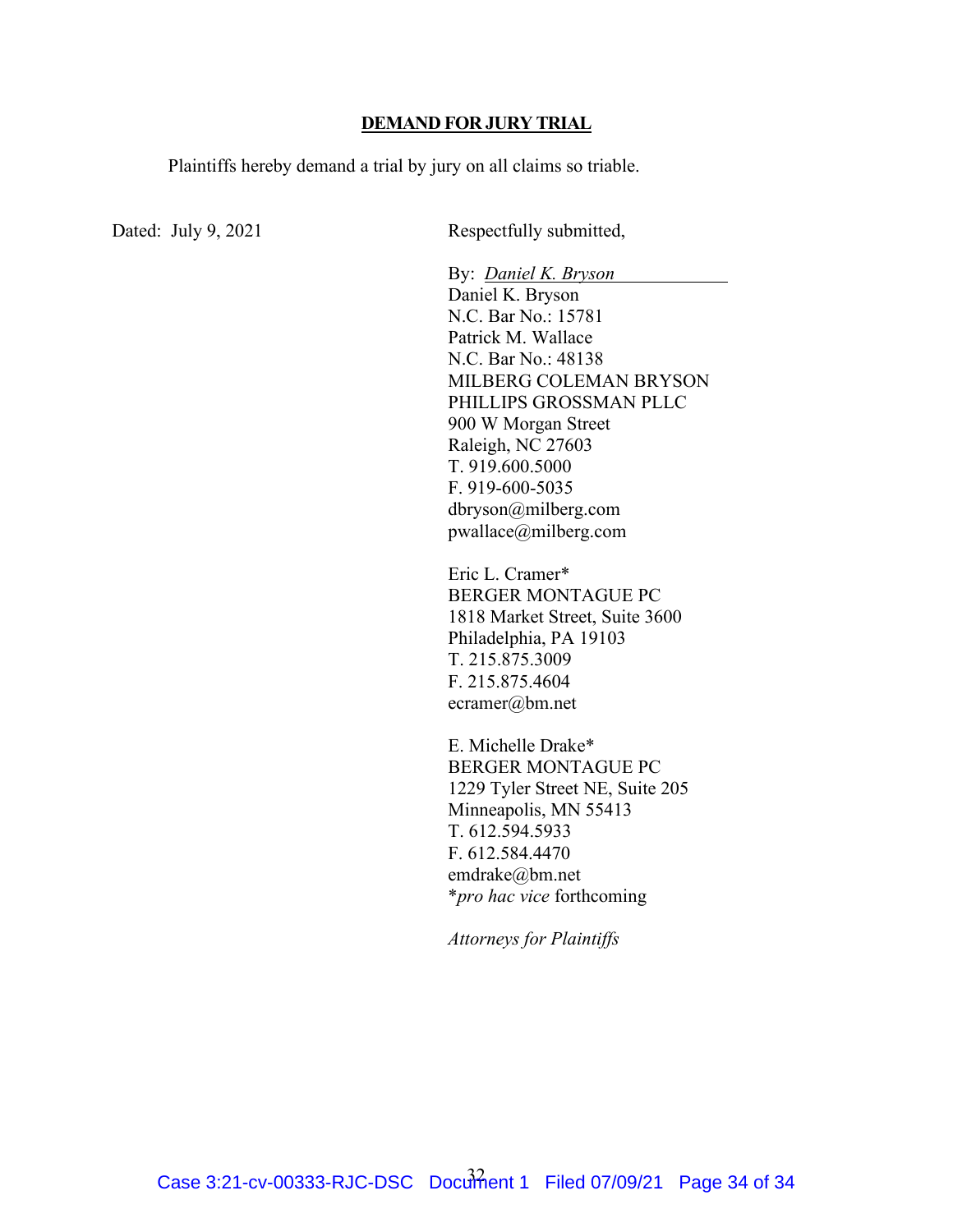**DEMAND FOR JURY TRIAL**

Plaintiffs hereby demand a trial by jury on all claims so triable.

Dated: July 9, 2021

Respectfully submitted,

By: *Daniel K. Bryson*
Daniel K. Bryson
N.C. Bar No.: 15781
Patrick M. Wallace
N.C. Bar No.: 48138
MILBERG COLEMAN BRYSON
PHILLIPS GROSSMAN PLLC
900 W Morgan Street
Raleigh, NC 27603
T. 919.600.5000
F. 919-600-5035
dbryson@milberg.com
pwallace@milberg.com

Eric L. Cramer*
BERGER MONTAGUE PC
1818 Market Street, Suite 3600
Philadelphia, PA 19103
T. 215.875.3009
F. 215.875.4604
ecramer@bm.net

E. Michelle Drake*
BERGER MONTAGUE PC
1229 Tyler Street NE, Suite 205
Minneapolis, MN 55413
T. 612.594.5933
F. 612.584.4470
emdrake@bm.net
**pro hac vice* forthcoming

*Attorneys for Plaintiffs*